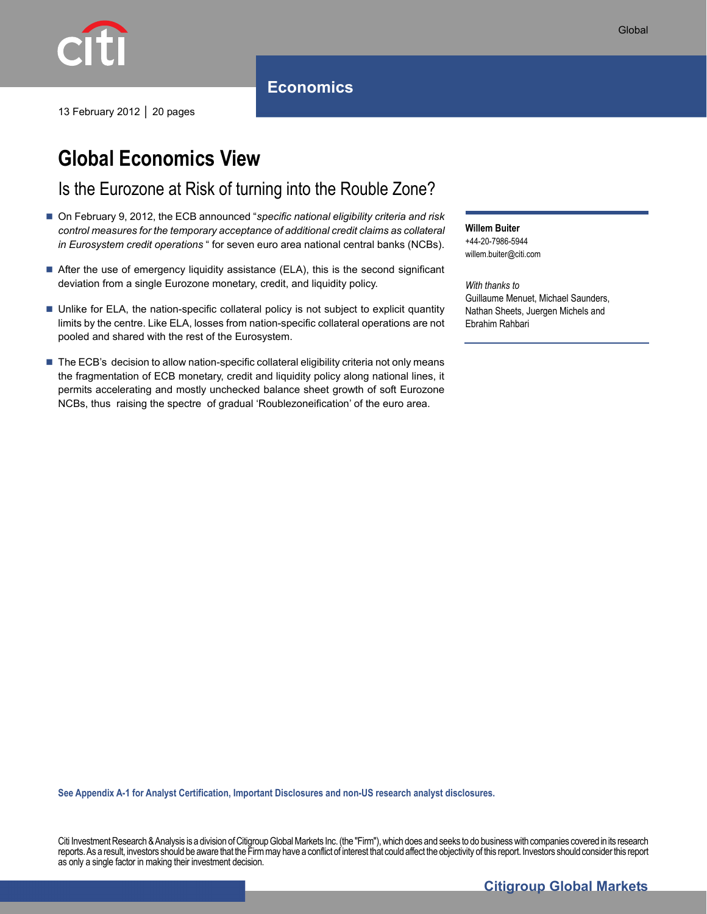Global

# Economics

13 February 2012 | 20 pages

# Global Economics View

## Is the Eurozone at Risk of turning into the Rouble Zone?

- On February 9, 2012, the ECB announced "*specific national eligibility criteria and risk control measures for the temporary acceptance of additional credit claims as collateral in Eurosystem credit operations* " for seven euro area national central banks (NCBs).
- After the use of emergency liquidity assistance (ELA), this is the second significant deviation from a single Eurozone monetary, credit, and liquidity policy.
- Unlike for ELA, the nation-specific collateral policy is not subject to explicit quantity limits by the centre. Like ELA, losses from nation-specific collateral operations are not pooled and shared with the rest of the Eurosystem.
- The ECB's decision to allow nation-specific collateral eligibility criteria not only means the fragmentation of ECB monetary, credit and liquidity policy along national lines, it permits accelerating and mostly unchecked balance sheet growth of soft Eurozone NCBs, thus raising the spectre of gradual 'Roublezoneification' of the euro area.

**Willem Buiter**
+44-20-7986-5944
willem.buiter@citi.com

*With thanks to*
Guillaume Menuet, Michael Saunders, Nathan Sheets, Juergen Michels and Ebrahim Rahbari

**See Appendix A-1 for Analyst Certification, Important Disclosures and non-US research analyst disclosures.**

Citi Investment Research & Analysis is a division of Citigroup Global Markets Inc. (the "Firm"), which does and seeks to do business with companies covered in its research reports. As a result, investors should be aware that the Firm may have a conflict of interest that could affect the objectivity of this report. Investors should consider this report as only a single factor in making their investment decision.

**Citigroup Global Markets**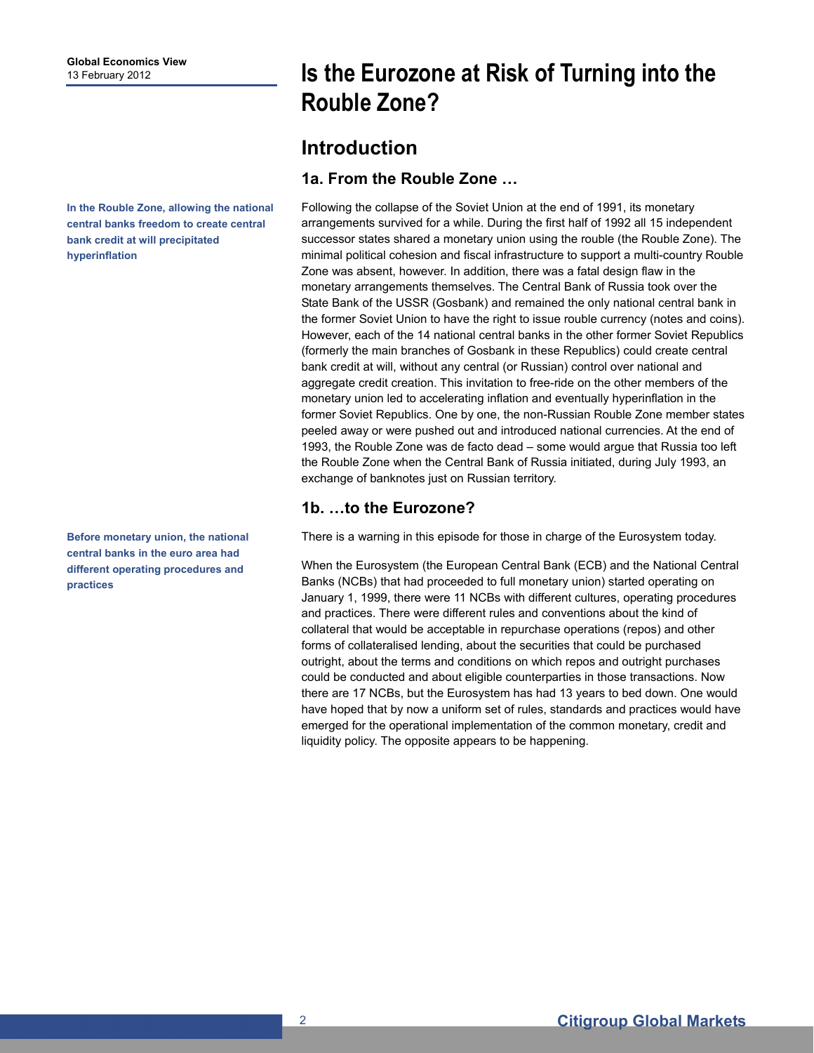# Is the Eurozone at Risk of Turning into the Rouble Zone?

## Introduction

### 1a. From the Rouble Zone …

**In the Rouble Zone, allowing the national central banks freedom to create central bank credit at will precipitated hyperinflation**

Following the collapse of the Soviet Union at the end of 1991, its monetary arrangements survived for a while. During the first half of 1992 all 15 independent successor states shared a monetary union using the rouble (the Rouble Zone). The minimal political cohesion and fiscal infrastructure to support a multi-country Rouble Zone was absent, however. In addition, there was a fatal design flaw in the monetary arrangements themselves. The Central Bank of Russia took over the State Bank of the USSR (Gosbank) and remained the only national central bank in the former Soviet Union to have the right to issue rouble currency (notes and coins). However, each of the 14 national central banks in the other former Soviet Republics (formerly the main branches of Gosbank in these Republics) could create central bank credit at will, without any central (or Russian) control over national and aggregate credit creation. This invitation to free-ride on the other members of the monetary union led to accelerating inflation and eventually hyperinflation in the former Soviet Republics. One by one, the non-Russian Rouble Zone member states peeled away or were pushed out and introduced national currencies. At the end of 1993, the Rouble Zone was de facto dead – some would argue that Russia too left the Rouble Zone when the Central Bank of Russia initiated, during July 1993, an exchange of banknotes just on Russian territory.

### 1b. …to the Eurozone?

**Before monetary union, the national central banks in the euro area had different operating procedures and practices**

There is a warning in this episode for those in charge of the Eurosystem today.

When the Eurosystem (the European Central Bank (ECB) and the National Central Banks (NCBs) that had proceeded to full monetary union) started operating on January 1, 1999, there were 11 NCBs with different cultures, operating procedures and practices. There were different rules and conventions about the kind of collateral that would be acceptable in repurchase operations (repos) and other forms of collateralised lending, about the securities that could be purchased outright, about the terms and conditions on which repos and outright purchases could be conducted and about eligible counterparties in those transactions. Now there are 17 NCBs, but the Eurosystem has had 13 years to bed down. One would have hoped that by now a uniform set of rules, standards and practices would have emerged for the operational implementation of the common monetary, credit and liquidity policy. The opposite appears to be happening.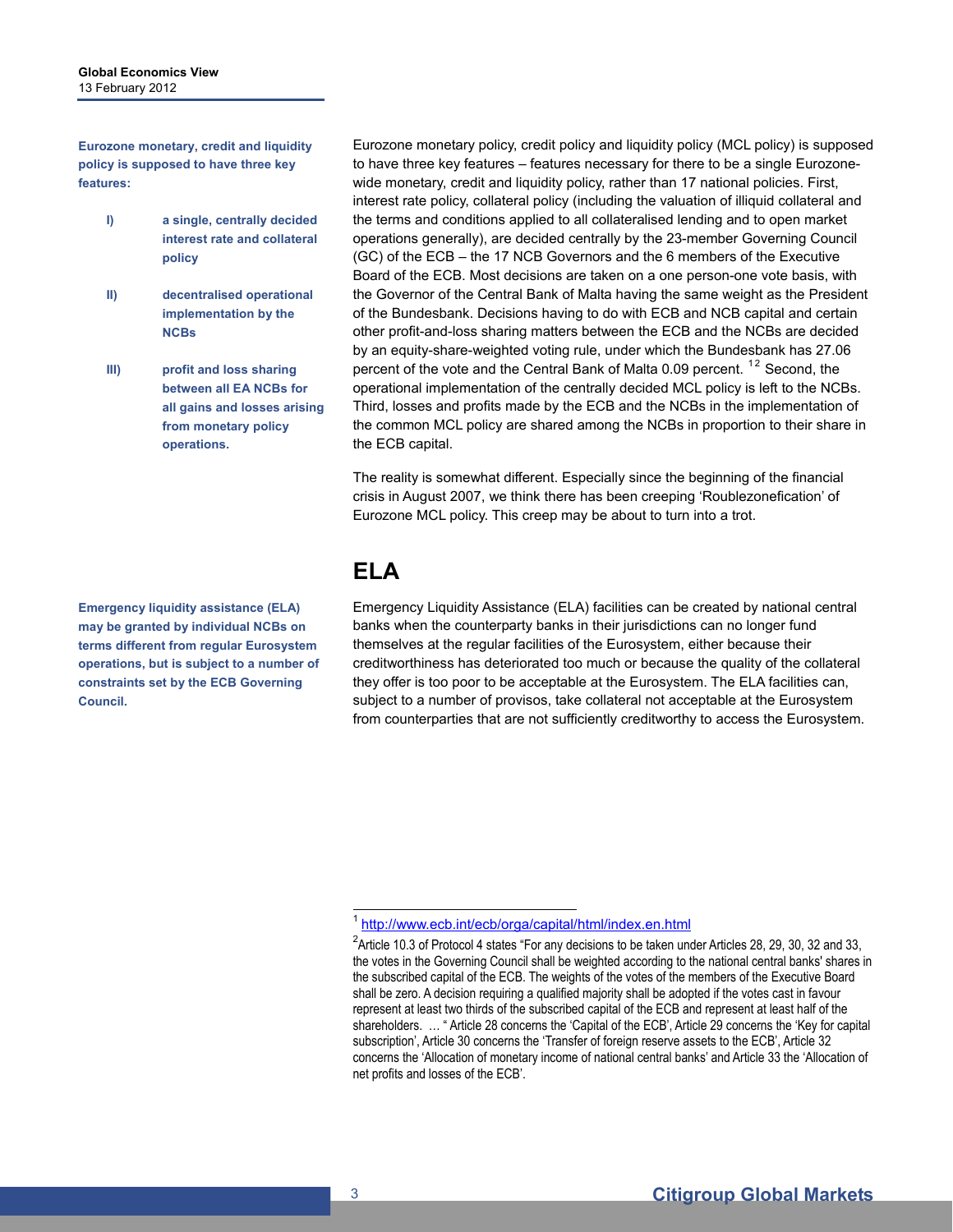**Eurozone monetary, credit and liquidity policy is supposed to have three key features:**

- **I) a single, centrally decided interest rate and collateral policy**
- **II) decentralised operational implementation by the NCBs**
- **III) profit and loss sharing between all EA NCBs for all gains and losses arising from monetary policy operations.**

Eurozone monetary policy, credit policy and liquidity policy (MCL policy) is supposed to have three key features – features necessary for there to be a single Eurozone-wide monetary, credit and liquidity policy, rather than 17 national policies. First, interest rate policy, collateral policy (including the valuation of illiquid collateral and the terms and conditions applied to all collateralised lending and to open market operations generally), are decided centrally by the 23-member Governing Council (GC) of the ECB – the 17 NCB Governors and the 6 members of the Executive Board of the ECB. Most decisions are taken on a one person-one vote basis, with the Governor of the Central Bank of Malta having the same weight as the President of the Bundesbank. Decisions having to do with ECB and NCB capital and certain other profit-and-loss sharing matters between the ECB and the NCBs are decided by an equity-share-weighted voting rule, under which the Bundesbank has 27.06 percent of the vote and the Central Bank of Malta 0.09 percent. [1] [2] Second, the operational implementation of the centrally decided MCL policy is left to the NCBs. Third, losses and profits made by the ECB and the NCBs in the implementation of the common MCL policy are shared among the NCBs in proportion to their share in the ECB capital.

The reality is somewhat different. Especially since the beginning of the financial crisis in August 2007, we think there has been creeping 'Roublezonefication' of Eurozone MCL policy. This creep may be about to turn into a trot.

## ELA

**Emergency liquidity assistance (ELA) may be granted by individual NCBs on terms different from regular Eurosystem operations, but is subject to a number of constraints set by the ECB Governing Council.**

Emergency Liquidity Assistance (ELA) facilities can be created by national central banks when the counterparty banks in their jurisdictions can no longer fund themselves at the regular facilities of the Eurosystem, either because their creditworthiness has deteriorated too much or because the quality of the collateral they offer is too poor to be acceptable at the Eurosystem. The ELA facilities can, subject to a number of provisos, take collateral not acceptable at the Eurosystem from counterparties that are not sufficiently creditworthy to access the Eurosystem.

---

[1] http://www.ecb.int/ecb/orga/capital/html/index.en.html

[2] Article 10.3 of Protocol 4 states "For any decisions to be taken under Articles 28, 29, 30, 32 and 33, the votes in the Governing Council shall be weighted according to the national central banks' shares in the subscribed capital of the ECB. The weights of the votes of the members of the Executive Board shall be zero. A decision requiring a qualified majority shall be adopted if the votes cast in favour represent at least two thirds of the subscribed capital of the ECB and represent at least half of the shareholders. … " Article 28 concerns the 'Capital of the ECB', Article 29 concerns the 'Key for capital subscription', Article 30 concerns the 'Transfer of foreign reserve assets to the ECB', Article 32 concerns the 'Allocation of monetary income of national central banks' and Article 33 the 'Allocation of net profits and losses of the ECB'.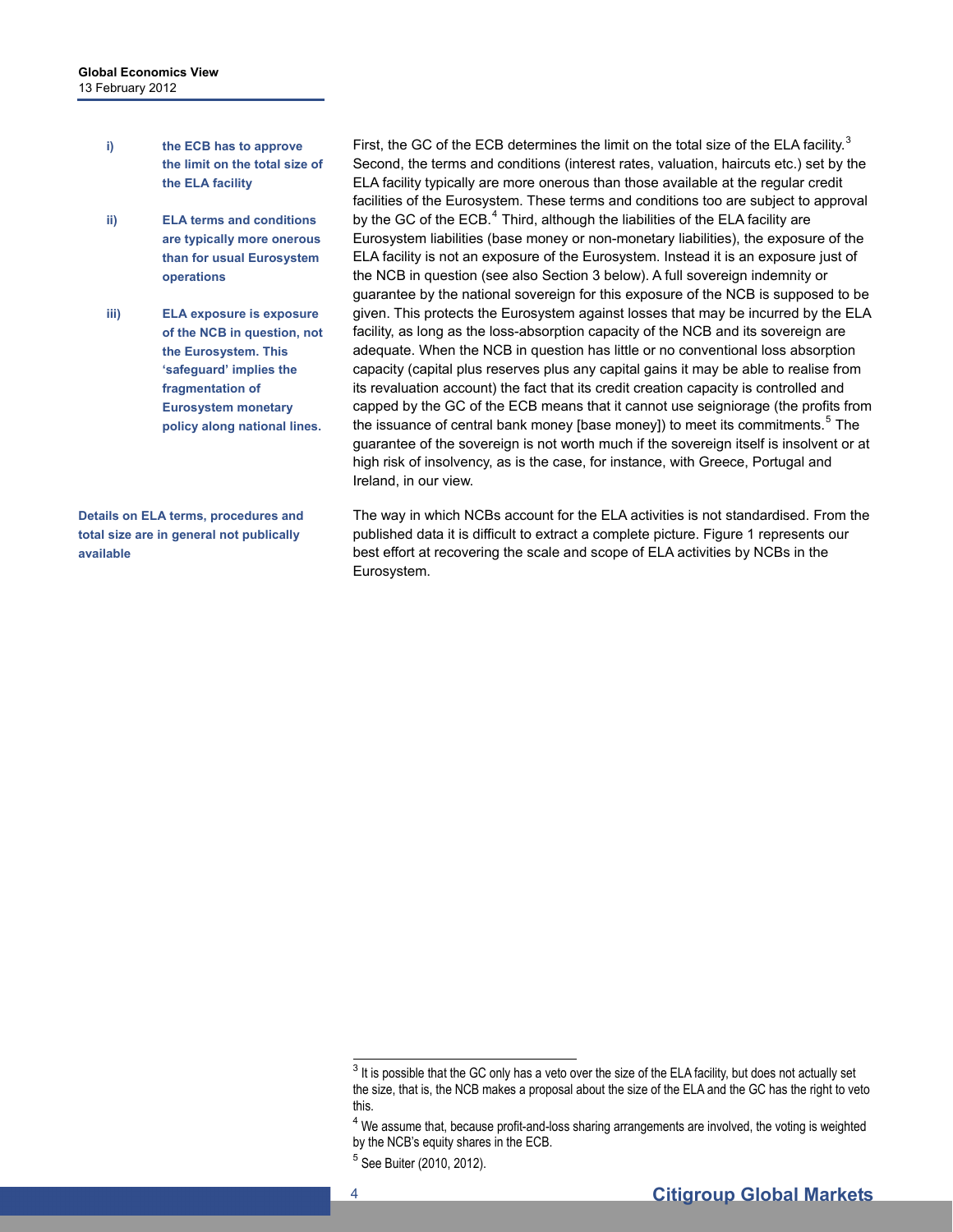**i) the ECB has to approve the limit on the total size of the ELA facility**

**ii) ELA terms and conditions are typically more onerous than for usual Eurosystem operations**

**iii) ELA exposure is exposure of the NCB in question, not the Eurosystem. This 'safeguard' implies the fragmentation of Eurosystem monetary policy along national lines.**

First, the GC of the ECB determines the limit on the total size of the ELA facility.[3] Second, the terms and conditions (interest rates, valuation, haircuts etc.) set by the ELA facility typically are more onerous than those available at the regular credit facilities of the Eurosystem. These terms and conditions too are subject to approval by the GC of the ECB.[4] Third, although the liabilities of the ELA facility are Eurosystem liabilities (base money or non-monetary liabilities), the exposure of the ELA facility is not an exposure of the Eurosystem. Instead it is an exposure just of the NCB in question (see also Section 3 below). A full sovereign indemnity or guarantee by the national sovereign for this exposure of the NCB is supposed to be given. This protects the Eurosystem against losses that may be incurred by the ELA facility, as long as the loss-absorption capacity of the NCB and its sovereign are adequate. When the NCB in question has little or no conventional loss absorption capacity (capital plus reserves plus any capital gains it may be able to realise from its revaluation account) the fact that its credit creation capacity is controlled and capped by the GC of the ECB means that it cannot use seigniorage (the profits from the issuance of central bank money [base money]) to meet its commitments.[5] The guarantee of the sovereign is not worth much if the sovereign itself is insolvent or at high risk of insolvency, as is the case, for instance, with Greece, Portugal and Ireland, in our view.

**Details on ELA terms, procedures and total size are in general not publically available**

The way in which NCBs account for the ELA activities is not standardised. From the published data it is difficult to extract a complete picture. Figure 1 represents our best effort at recovering the scale and scope of ELA activities by NCBs in the Eurosystem.

---

[3] It is possible that the GC only has a veto over the size of the ELA facility, but does not actually set the size, that is, the NCB makes a proposal about the size of the ELA and the GC has the right to veto this.

[4] We assume that, because profit-and-loss sharing arrangements are involved, the voting is weighted by the NCB's equity shares in the ECB.

[5] See Buiter (2010, 2012).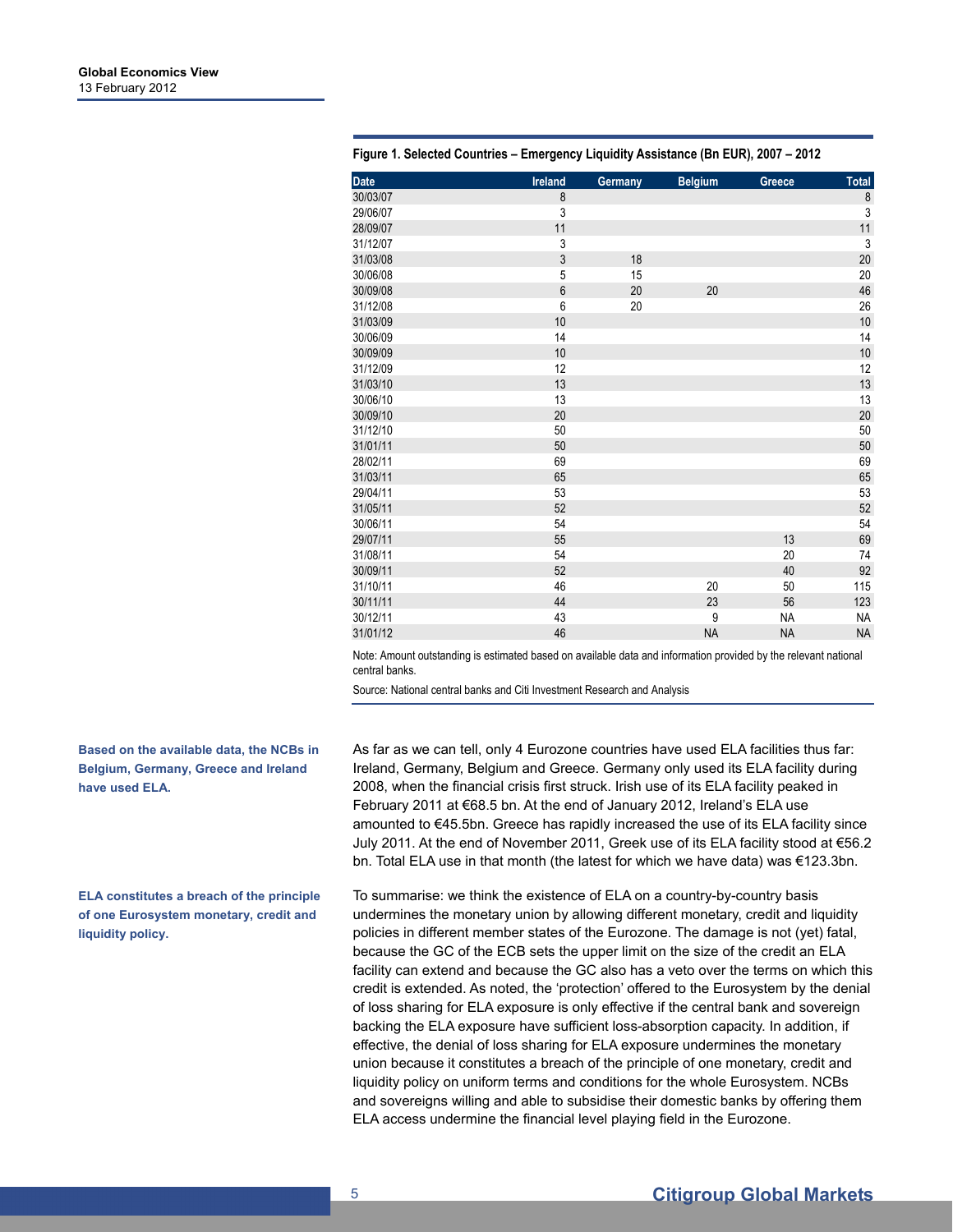**Figure 1. Selected Countries – Emergency Liquidity Assistance (Bn EUR), 2007 – 2012**

| Date | Ireland | Germany | Belgium | Greece | Total |
|---|---|---|---|---|---|
| 30/03/07 | 8 | | | | 8 |
| 29/06/07 | 3 | | | | 3 |
| 28/09/07 | 11 | | | | 11 |
| 31/12/07 | 3 | | | | 3 |
| 31/03/08 | 3 | 18 | | | 20 |
| 30/06/08 | 5 | 15 | | | 20 |
| 30/09/08 | 6 | 20 | 20 | | 46 |
| 31/12/08 | 6 | 20 | | | 26 |
| 31/03/09 | 10 | | | | 10 |
| 30/06/09 | 14 | | | | 14 |
| 30/09/09 | 10 | | | | 10 |
| 31/12/09 | 12 | | | | 12 |
| 31/03/10 | 13 | | | | 13 |
| 30/06/10 | 13 | | | | 13 |
| 30/09/10 | 20 | | | | 20 |
| 31/12/10 | 50 | | | | 50 |
| 31/01/11 | 50 | | | | 50 |
| 28/02/11 | 69 | | | | 69 |
| 31/03/11 | 65 | | | | 65 |
| 29/04/11 | 53 | | | | 53 |
| 31/05/11 | 52 | | | | 52 |
| 30/06/11 | 54 | | | | 54 |
| 29/07/11 | 55 | | | 13 | 69 |
| 31/08/11 | 54 | | | 20 | 74 |
| 30/09/11 | 52 | | | 40 | 92 |
| 31/10/11 | 46 | | 20 | 50 | 115 |
| 30/11/11 | 44 | | 23 | 56 | 123 |
| 30/12/11 | 43 | | 9 | NA | NA |
| 31/01/12 | 46 | | NA | NA | NA |

Note: Amount outstanding is estimated based on available data and information provided by the relevant national central banks.

Source: National central banks and Citi Investment Research and Analysis

**Based on the available data, the NCBs in Belgium, Germany, Greece and Ireland have used ELA.**

As far as we can tell, only 4 Eurozone countries have used ELA facilities thus far: Ireland, Germany, Belgium and Greece. Germany only used its ELA facility during 2008, when the financial crisis first struck. Irish use of its ELA facility peaked in February 2011 at €68.5 bn. At the end of January 2012, Ireland's ELA use amounted to €45.5bn. Greece has rapidly increased the use of its ELA facility since July 2011. At the end of November 2011, Greek use of its ELA facility stood at €56.2 bn. Total ELA use in that month (the latest for which we have data) was €123.3bn.

**ELA constitutes a breach of the principle of one Eurosystem monetary, credit and liquidity policy.**

To summarise: we think the existence of ELA on a country-by-country basis undermines the monetary union by allowing different monetary, credit and liquidity policies in different member states of the Eurozone. The damage is not (yet) fatal, because the GC of the ECB sets the upper limit on the size of the credit an ELA facility can extend and because the GC also has a veto over the terms on which this credit is extended. As noted, the 'protection' offered to the Eurosystem by the denial of loss sharing for ELA exposure is only effective if the central bank and sovereign backing the ELA exposure have sufficient loss-absorption capacity. In addition, if effective, the denial of loss sharing for ELA exposure undermines the monetary union because it constitutes a breach of the principle of one monetary, credit and liquidity policy on uniform terms and conditions for the whole Eurosystem. NCBs and sovereigns willing and able to subsidise their domestic banks by offering them ELA access undermine the financial level playing field in the Eurozone.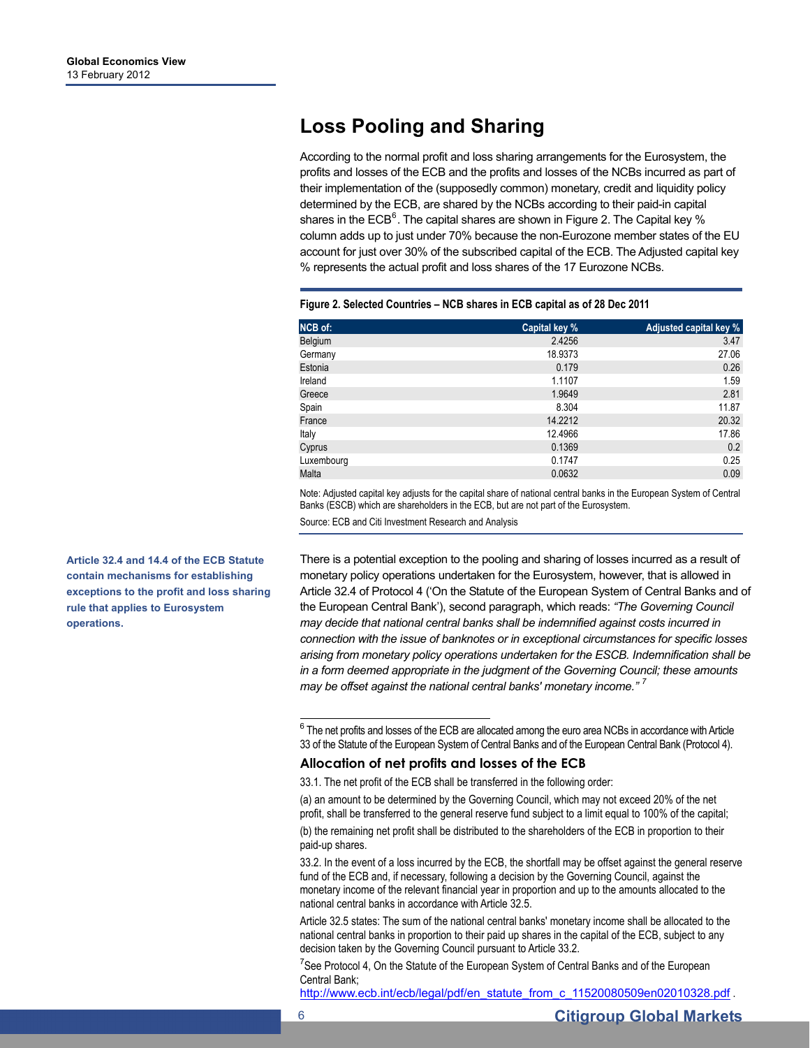## Loss Pooling and Sharing

According to the normal profit and loss sharing arrangements for the Eurosystem, the profits and losses of the ECB and the profits and losses of the NCBs incurred as part of their implementation of the (supposedly common) monetary, credit and liquidity policy determined by the ECB, are shared by the NCBs according to their paid-in capital shares in the ECB[6]. The capital shares are shown in Figure 2. The Capital key % column adds up to just under 70% because the non-Eurozone member states of the EU account for just over 30% of the subscribed capital of the ECB. The Adjusted capital key % represents the actual profit and loss shares of the 17 Eurozone NCBs.

**Figure 2. Selected Countries – NCB shares in ECB capital as of 28 Dec 2011**

| NCB of: | Capital key % | Adjusted capital key % |
|---|---|---|
| Belgium | 2.4256 | 3.47 |
| Germany | 18.9373 | 27.06 |
| Estonia | 0.179 | 0.26 |
| Ireland | 1.1107 | 1.59 |
| Greece | 1.9649 | 2.81 |
| Spain | 8.304 | 11.87 |
| France | 14.2212 | 20.32 |
| Italy | 12.4966 | 17.86 |
| Cyprus | 0.1369 | 0.2 |
| Luxembourg | 0.1747 | 0.25 |
| Malta | 0.0632 | 0.09 |

Note: Adjusted capital key adjusts for the capital share of national central banks in the European System of Central Banks (ESCB) which are shareholders in the ECB, but are not part of the Eurosystem.

Source: ECB and Citi Investment Research and Analysis

**Article 32.4 and 14.4 of the ECB Statute contain mechanisms for establishing exceptions to the profit and loss sharing rule that applies to Eurosystem operations.**

There is a potential exception to the pooling and sharing of losses incurred as a result of monetary policy operations undertaken for the Eurosystem, however, that is allowed in Article 32.4 of Protocol 4 ('On the Statute of the European System of Central Banks and of the European Central Bank'), second paragraph, which reads: *"The Governing Council may decide that national central banks shall be indemnified against costs incurred in connection with the issue of banknotes or in exceptional circumstances for specific losses arising from monetary policy operations undertaken for the ESCB. Indemnification shall be in a form deemed appropriate in the judgment of the Governing Council; these amounts may be offset against the national central banks' monetary income."* [7]

---

[6] The net profits and losses of the ECB are allocated among the euro area NCBs in accordance with Article 33 of the Statute of the European System of Central Banks and of the European Central Bank (Protocol 4).

### Allocation of net profits and losses of the ECB

33.1. The net profit of the ECB shall be transferred in the following order:

(a) an amount to be determined by the Governing Council, which may not exceed 20% of the net profit, shall be transferred to the general reserve fund subject to a limit equal to 100% of the capital;

(b) the remaining net profit shall be distributed to the shareholders of the ECB in proportion to their paid-up shares.

33.2. In the event of a loss incurred by the ECB, the shortfall may be offset against the general reserve fund of the ECB and, if necessary, following a decision by the Governing Council, against the monetary income of the relevant financial year in proportion and up to the amounts allocated to the national central banks in accordance with Article 32.5.

Article 32.5 states: The sum of the national central banks' monetary income shall be allocated to the national central banks in proportion to their paid up shares in the capital of the ECB, subject to any decision taken by the Governing Council pursuant to Article 33.2.

[7] See Protocol 4, On the Statute of the European System of Central Banks and of the European Central Bank; http://www.ecb.int/ecb/legal/pdf/en_statute_from_c_11520080509en02010328.pdf .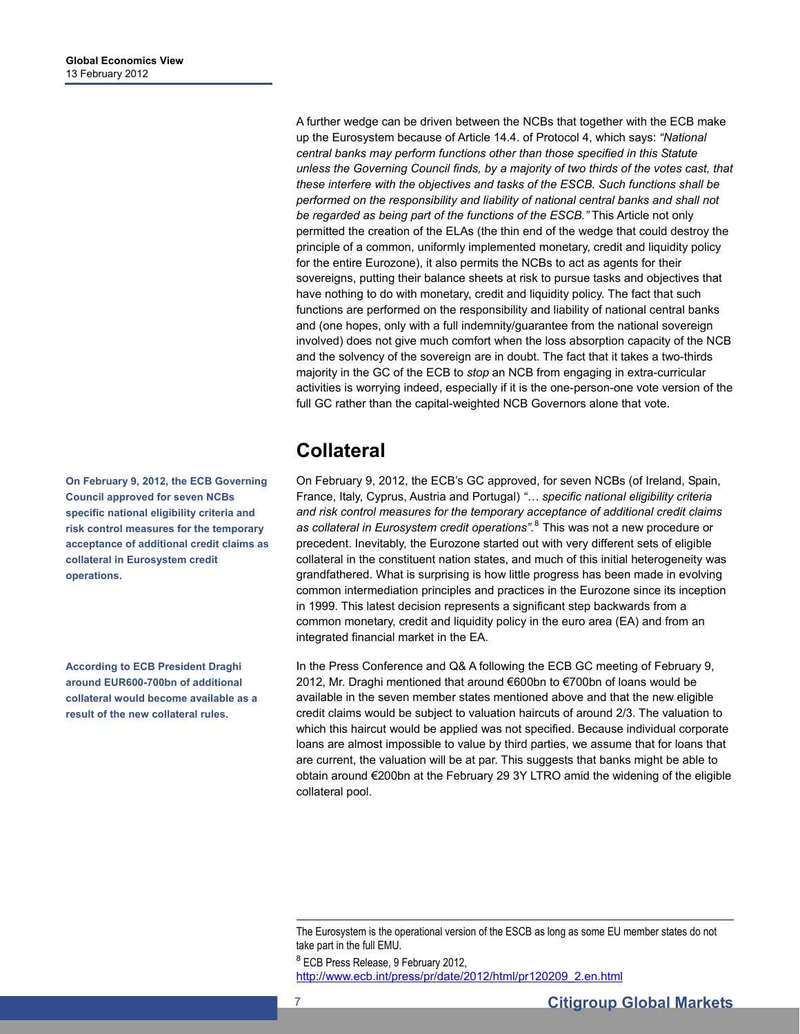A further wedge can be driven between the NCBs that together with the ECB make up the Eurosystem because of Article 14.4. of Protocol 4, which says: *"National central banks may perform functions other than those specified in this Statute unless the Governing Council finds, by a majority of two thirds of the votes cast, that these interfere with the objectives and tasks of the ESCB. Such functions shall be performed on the responsibility and liability of national central banks and shall not be regarded as being part of the functions of the ESCB."* This Article not only permitted the creation of the ELAs (the thin end of the wedge that could destroy the principle of a common, uniformly implemented monetary, credit and liquidity policy for the entire Eurozone), it also permits the NCBs to act as agents for their sovereigns, putting their balance sheets at risk to pursue tasks and objectives that have nothing to do with monetary, credit and liquidity policy. The fact that such functions are performed on the responsibility and liability of national central banks and (one hopes, only with a full indemnity/guarantee from the national sovereign involved) does not give much comfort when the loss absorption capacity of the NCB and the solvency of the sovereign are in doubt. The fact that it takes a two-thirds majority in the GC of the ECB to *stop* an NCB from engaging in extra-curricular activities is worrying indeed, especially if it is the one-person-one vote version of the full GC rather than the capital-weighted NCB Governors alone that vote.

## Collateral

**On February 9, 2012, the ECB Governing Council approved for seven NCBs specific national eligibility criteria and risk control measures for the temporary acceptance of additional credit claims as collateral in Eurosystem credit operations.**

On February 9, 2012, the ECB's GC approved, for seven NCBs (of Ireland, Spain, France, Italy, Cyprus, Austria and Portugal) *"… specific national eligibility criteria and risk control measures for the temporary acceptance of additional credit claims as collateral in Eurosystem credit operations"*.[8] This was not a new procedure or precedent. Inevitably, the Eurozone started out with very different sets of eligible collateral in the constituent nation states, and much of this initial heterogeneity was grandfathered. What is surprising is how little progress has been made in evolving common intermediation principles and practices in the Eurozone since its inception in 1999. This latest decision represents a significant step backwards from a common monetary, credit and liquidity policy in the euro area (EA) and from an integrated financial market in the EA.

**According to ECB President Draghi around EUR600-700bn of additional collateral would become available as a result of the new collateral rules.**

In the Press Conference and Q& A following the ECB GC meeting of February 9, 2012, Mr. Draghi mentioned that around €600bn to €700bn of loans would be available in the seven member states mentioned above and that the new eligible credit claims would be subject to valuation haircuts of around 2/3. The valuation to which this haircut would be applied was not specified. Because individual corporate loans are almost impossible to value by third parties, we assume that for loans that are current, the valuation will be at par. This suggests that banks might be able to obtain around €200bn at the February 29 3Y LTRO amid the widening of the eligible collateral pool.

---

The Eurosystem is the operational version of the ESCB as long as some EU member states do not take part in the full EMU.

[8] ECB Press Release, 9 February 2012, http://www.ecb.int/press/pr/date/2012/html/pr120209_2.en.html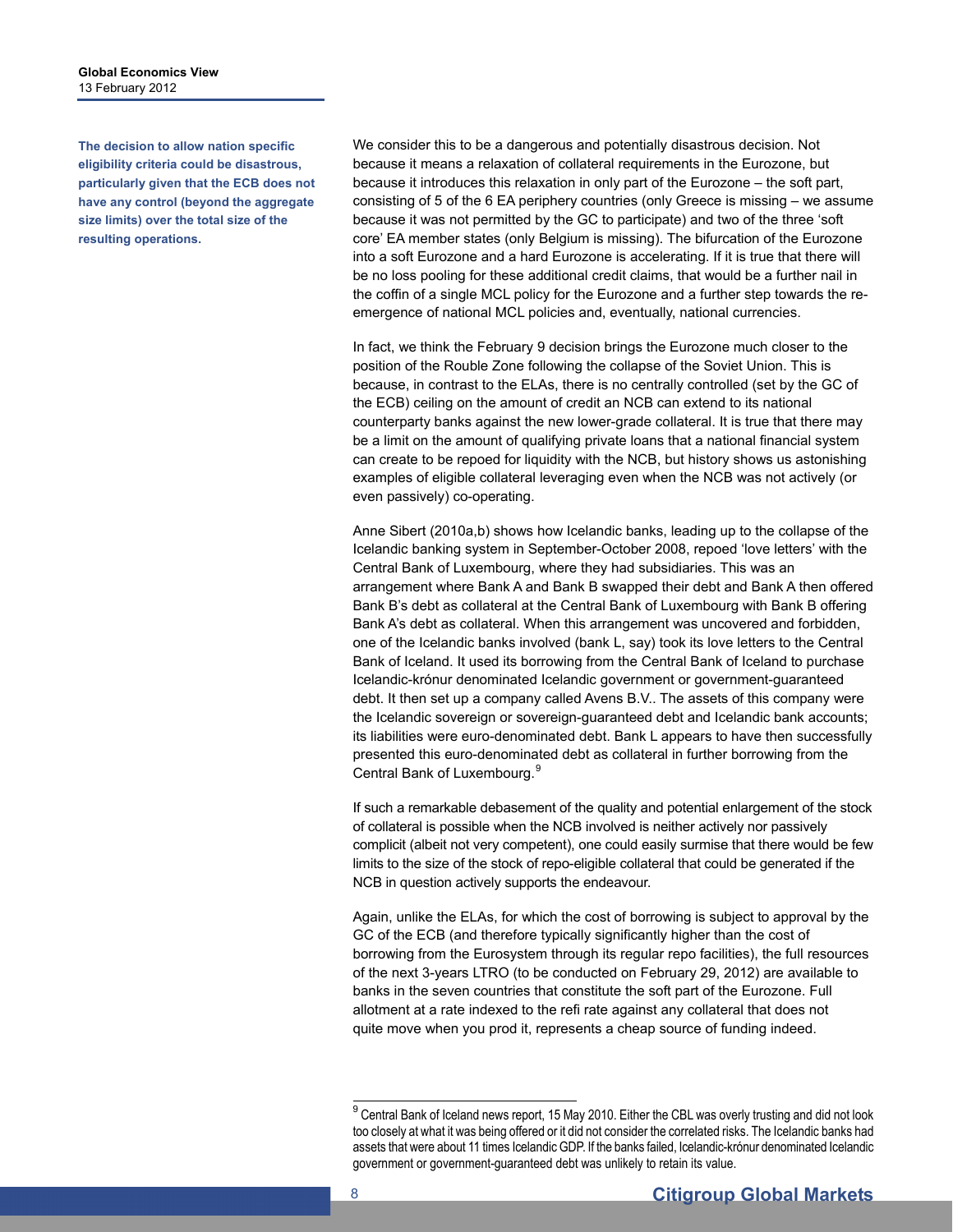**The decision to allow nation specific eligibility criteria could be disastrous, particularly given that the ECB does not have any control (beyond the aggregate size limits) over the total size of the resulting operations.**

We consider this to be a dangerous and potentially disastrous decision. Not because it means a relaxation of collateral requirements in the Eurozone, but because it introduces this relaxation in only part of the Eurozone – the soft part, consisting of 5 of the 6 EA periphery countries (only Greece is missing – we assume because it was not permitted by the GC to participate) and two of the three 'soft core' EA member states (only Belgium is missing). The bifurcation of the Eurozone into a soft Eurozone and a hard Eurozone is accelerating. If it is true that there will be no loss pooling for these additional credit claims, that would be a further nail in the coffin of a single MCL policy for the Eurozone and a further step towards the re-emergence of national MCL policies and, eventually, national currencies.

In fact, we think the February 9 decision brings the Eurozone much closer to the position of the Rouble Zone following the collapse of the Soviet Union. This is because, in contrast to the ELAs, there is no centrally controlled (set by the GC of the ECB) ceiling on the amount of credit an NCB can extend to its national counterparty banks against the new lower-grade collateral. It is true that there may be a limit on the amount of qualifying private loans that a national financial system can create to be repoed for liquidity with the NCB, but history shows us astonishing examples of eligible collateral leveraging even when the NCB was not actively (or even passively) co-operating.

Anne Sibert (2010a,b) shows how Icelandic banks, leading up to the collapse of the Icelandic banking system in September-October 2008, repoed 'love letters' with the Central Bank of Luxembourg, where they had subsidiaries. This was an arrangement where Bank A and Bank B swapped their debt and Bank A then offered Bank B's debt as collateral at the Central Bank of Luxembourg with Bank B offering Bank A's debt as collateral. When this arrangement was uncovered and forbidden, one of the Icelandic banks involved (bank L, say) took its love letters to the Central Bank of Iceland. It used its borrowing from the Central Bank of Iceland to purchase Icelandic-krónur denominated Icelandic government or government-guaranteed debt. It then set up a company called Avens B.V.. The assets of this company were the Icelandic sovereign or sovereign-guaranteed debt and Icelandic bank accounts; its liabilities were euro-denominated debt. Bank L appears to have then successfully presented this euro-denominated debt as collateral in further borrowing from the Central Bank of Luxembourg.[9]

If such a remarkable debasement of the quality and potential enlargement of the stock of collateral is possible when the NCB involved is neither actively nor passively complicit (albeit not very competent), one could easily surmise that there would be few limits to the size of the stock of repo-eligible collateral that could be generated if the NCB in question actively supports the endeavour.

Again, unlike the ELAs, for which the cost of borrowing is subject to approval by the GC of the ECB (and therefore typically significantly higher than the cost of borrowing from the Eurosystem through its regular repo facilities), the full resources of the next 3-years LTRO (to be conducted on February 29, 2012) are available to banks in the seven countries that constitute the soft part of the Eurozone. Full allotment at a rate indexed to the refi rate against any collateral that does not quite move when you prod it, represents a cheap source of funding indeed.

[9] Central Bank of Iceland news report, 15 May 2010. Either the CBL was overly trusting and did not look too closely at what it was being offered or it did not consider the correlated risks. The Icelandic banks had assets that were about 11 times Icelandic GDP. If the banks failed, Icelandic-krónur denominated Icelandic government or government-guaranteed debt was unlikely to retain its value.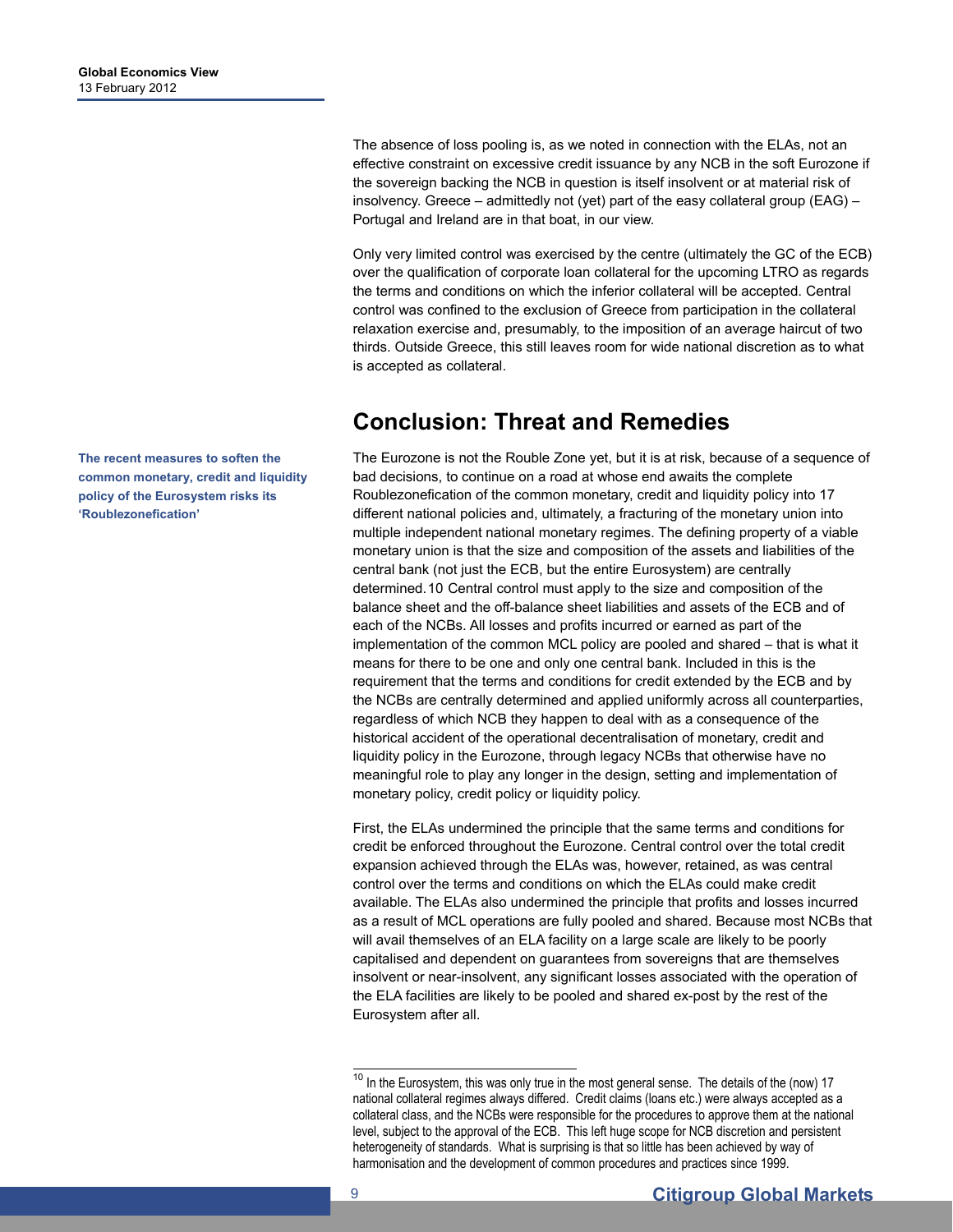The absence of loss pooling is, as we noted in connection with the ELAs, not an effective constraint on excessive credit issuance by any NCB in the soft Eurozone if the sovereign backing the NCB in question is itself insolvent or at material risk of insolvency. Greece – admittedly not (yet) part of the easy collateral group (EAG) – Portugal and Ireland are in that boat, in our view.

Only very limited control was exercised by the centre (ultimately the GC of the ECB) over the qualification of corporate loan collateral for the upcoming LTRO as regards the terms and conditions on which the inferior collateral will be accepted. Central control was confined to the exclusion of Greece from participation in the collateral relaxation exercise and, presumably, to the imposition of an average haircut of two thirds. Outside Greece, this still leaves room for wide national discretion as to what is accepted as collateral.

## Conclusion: Threat and Remedies

**The recent measures to soften the common monetary, credit and liquidity policy of the Eurosystem risks its 'Roublezonefication'**

The Eurozone is not the Rouble Zone yet, but it is at risk, because of a sequence of bad decisions, to continue on a road at whose end awaits the complete Roublezonefication of the common monetary, credit and liquidity policy into 17 different national policies and, ultimately, a fracturing of the monetary union into multiple independent national monetary regimes. The defining property of a viable monetary union is that the size and composition of the assets and liabilities of the central bank (not just the ECB, but the entire Eurosystem) are centrally determined.[10] Central control must apply to the size and composition of the balance sheet and the off-balance sheet liabilities and assets of the ECB and of each of the NCBs. All losses and profits incurred or earned as part of the implementation of the common MCL policy are pooled and shared – that is what it means for there to be one and only one central bank. Included in this is the requirement that the terms and conditions for credit extended by the ECB and by the NCBs are centrally determined and applied uniformly across all counterparties, regardless of which NCB they happen to deal with as a consequence of the historical accident of the operational decentralisation of monetary, credit and liquidity policy in the Eurozone, through legacy NCBs that otherwise have no meaningful role to play any longer in the design, setting and implementation of monetary policy, credit policy or liquidity policy.

First, the ELAs undermined the principle that the same terms and conditions for credit be enforced throughout the Eurozone. Central control over the total credit expansion achieved through the ELAs was, however, retained, as was central control over the terms and conditions on which the ELAs could make credit available. The ELAs also undermined the principle that profits and losses incurred as a result of MCL operations are fully pooled and shared. Because most NCBs that will avail themselves of an ELA facility on a large scale are likely to be poorly capitalised and dependent on guarantees from sovereigns that are themselves insolvent or near-insolvent, any significant losses associated with the operation of the ELA facilities are likely to be pooled and shared ex-post by the rest of the Eurosystem after all.

---

[10] In the Eurosystem, this was only true in the most general sense. The details of the (now) 17 national collateral regimes always differed. Credit claims (loans etc.) were always accepted as a collateral class, and the NCBs were responsible for the procedures to approve them at the national level, subject to the approval of the ECB. This left huge scope for NCB discretion and persistent heterogeneity of standards. What is surprising is that so little has been achieved by way of harmonisation and the development of common procedures and practices since 1999.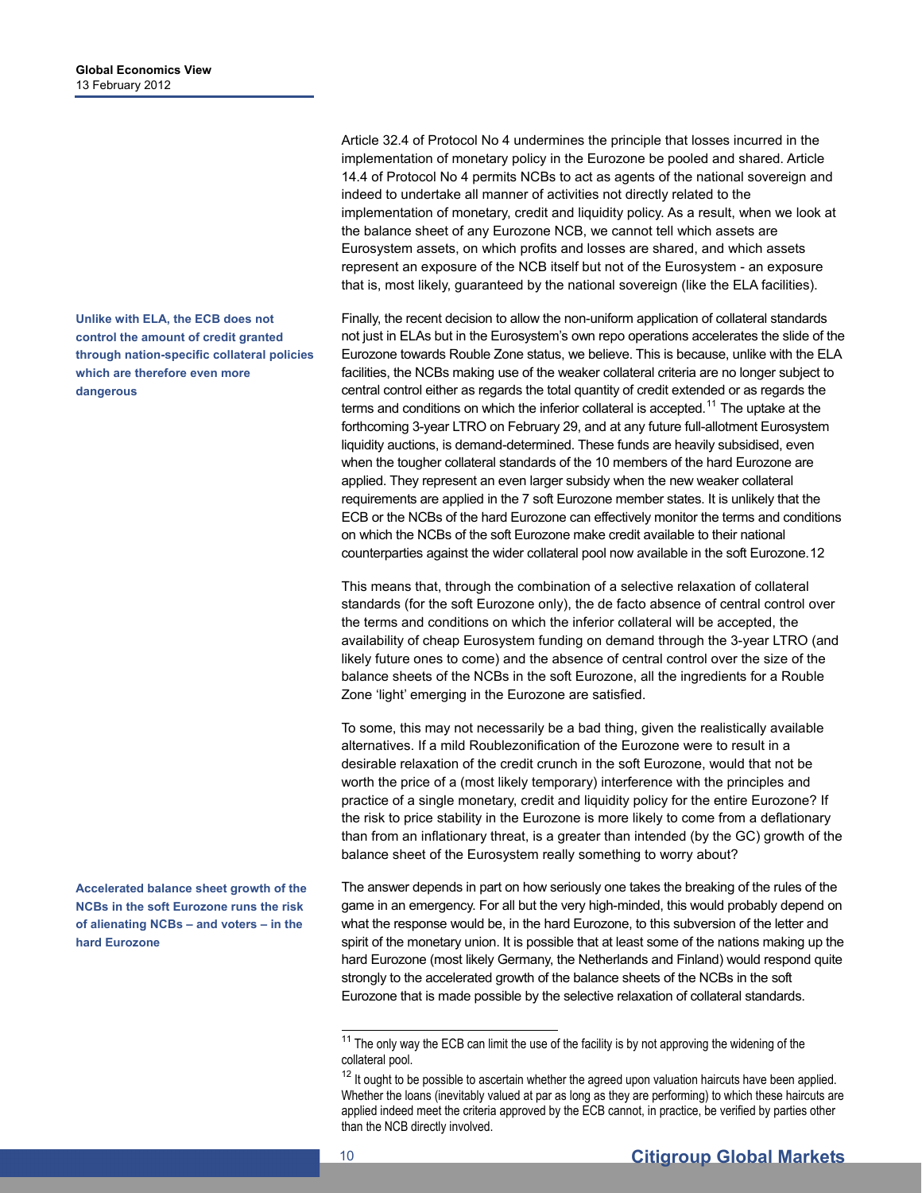Article 32.4 of Protocol No 4 undermines the principle that losses incurred in the implementation of monetary policy in the Eurozone be pooled and shared. Article 14.4 of Protocol No 4 permits NCBs to act as agents of the national sovereign and indeed to undertake all manner of activities not directly related to the implementation of monetary, credit and liquidity policy. As a result, when we look at the balance sheet of any Eurozone NCB, we cannot tell which assets are Eurosystem assets, on which profits and losses are shared, and which assets represent an exposure of the NCB itself but not of the Eurosystem - an exposure that is, most likely, guaranteed by the national sovereign (like the ELA facilities).

**Unlike with ELA, the ECB does not control the amount of credit granted through nation-specific collateral policies which are therefore even more dangerous**

Finally, the recent decision to allow the non-uniform application of collateral standards not just in ELAs but in the Eurosystem's own repo operations accelerates the slide of the Eurozone towards Rouble Zone status, we believe. This is because, unlike with the ELA facilities, the NCBs making use of the weaker collateral criteria are no longer subject to central control either as regards the total quantity of credit extended or as regards the terms and conditions on which the inferior collateral is accepted.[11] The uptake at the forthcoming 3-year LTRO on February 29, and at any future full-allotment Eurosystem liquidity auctions, is demand-determined. These funds are heavily subsidised, even when the tougher collateral standards of the 10 members of the hard Eurozone are applied. They represent an even larger subsidy when the new weaker collateral requirements are applied in the 7 soft Eurozone member states. It is unlikely that the ECB or the NCBs of the hard Eurozone can effectively monitor the terms and conditions on which the NCBs of the soft Eurozone make credit available to their national counterparties against the wider collateral pool now available in the soft Eurozone.[12]

This means that, through the combination of a selective relaxation of collateral standards (for the soft Eurozone only), the de facto absence of central control over the terms and conditions on which the inferior collateral will be accepted, the availability of cheap Eurosystem funding on demand through the 3-year LTRO (and likely future ones to come) and the absence of central control over the size of the balance sheets of the NCBs in the soft Eurozone, all the ingredients for a Rouble Zone 'light' emerging in the Eurozone are satisfied.

To some, this may not necessarily be a bad thing, given the realistically available alternatives. If a mild Roublezonification of the Eurozone were to result in a desirable relaxation of the credit crunch in the soft Eurozone, would that not be worth the price of a (most likely temporary) interference with the principles and practice of a single monetary, credit and liquidity policy for the entire Eurozone? If the risk to price stability in the Eurozone is more likely to come from a deflationary than from an inflationary threat, is a greater than intended (by the GC) growth of the balance sheet of the Eurosystem really something to worry about?

**Accelerated balance sheet growth of the NCBs in the soft Eurozone runs the risk of alienating NCBs – and voters – in the hard Eurozone**

The answer depends in part on how seriously one takes the breaking of the rules of the game in an emergency. For all but the very high-minded, this would probably depend on what the response would be, in the hard Eurozone, to this subversion of the letter and spirit of the monetary union. It is possible that at least some of the nations making up the hard Eurozone (most likely Germany, the Netherlands and Finland) would respond quite strongly to the accelerated growth of the balance sheets of the NCBs in the soft Eurozone that is made possible by the selective relaxation of collateral standards.

[11] The only way the ECB can limit the use of the facility is by not approving the widening of the collateral pool.

[12] It ought to be possible to ascertain whether the agreed upon valuation haircuts have been applied. Whether the loans (inevitably valued at par as long as they are performing) to which these haircuts are applied indeed meet the criteria approved by the ECB cannot, in practice, be verified by parties other than the NCB directly involved.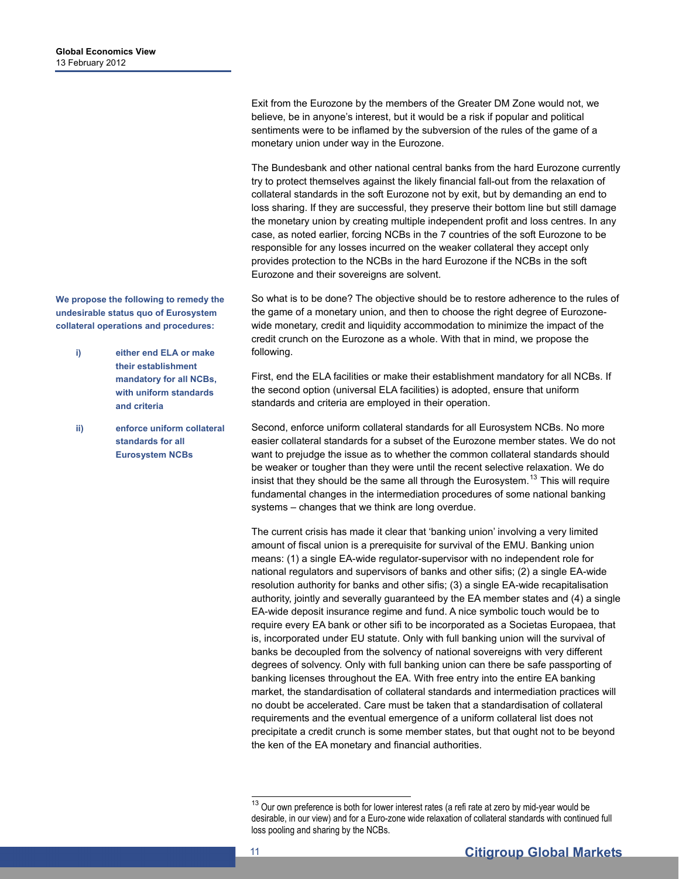Exit from the Eurozone by the members of the Greater DM Zone would not, we believe, be in anyone's interest, but it would be a risk if popular and political sentiments were to be inflamed by the subversion of the rules of the game of a monetary union under way in the Eurozone.

The Bundesbank and other national central banks from the hard Eurozone currently try to protect themselves against the likely financial fall-out from the relaxation of collateral standards in the soft Eurozone not by exit, but by demanding an end to loss sharing. If they are successful, they preserve their bottom line but still damage the monetary union by creating multiple independent profit and loss centres. In any case, as noted earlier, forcing NCBs in the 7 countries of the soft Eurozone to be responsible for any losses incurred on the weaker collateral they accept only provides protection to the NCBs in the hard Eurozone if the NCBs in the soft Eurozone and their sovereigns are solvent.

**We propose the following to remedy the undesirable status quo of Eurosystem collateral operations and procedures:**

- **i) either end ELA or make their establishment mandatory for all NCBs, with uniform standards and criteria**
- **ii) enforce uniform collateral standards for all Eurosystem NCBs**

So what is to be done? The objective should be to restore adherence to the rules of the game of a monetary union, and then to choose the right degree of Eurozone-wide monetary, credit and liquidity accommodation to minimize the impact of the credit crunch on the Eurozone as a whole. With that in mind, we propose the following.

First, end the ELA facilities or make their establishment mandatory for all NCBs. If the second option (universal ELA facilities) is adopted, ensure that uniform standards and criteria are employed in their operation.

Second, enforce uniform collateral standards for all Eurosystem NCBs. No more easier collateral standards for a subset of the Eurozone member states. We do not want to prejudge the issue as to whether the common collateral standards should be weaker or tougher than they were until the recent selective relaxation. We do insist that they should be the same all through the Eurosystem.[13] This will require fundamental changes in the intermediation procedures of some national banking systems – changes that we think are long overdue.

The current crisis has made it clear that 'banking union' involving a very limited amount of fiscal union is a prerequisite for survival of the EMU. Banking union means: (1) a single EA-wide regulator-supervisor with no independent role for national regulators and supervisors of banks and other sifis; (2) a single EA-wide resolution authority for banks and other sifis; (3) a single EA-wide recapitalisation authority, jointly and severally guaranteed by the EA member states and (4) a single EA-wide deposit insurance regime and fund. A nice symbolic touch would be to require every EA bank or other sifi to be incorporated as a Societas Europaea, that is, incorporated under EU statute. Only with full banking union will the survival of banks be decoupled from the solvency of national sovereigns with very different degrees of solvency. Only with full banking union can there be safe passporting of banking licenses throughout the EA. With free entry into the entire EA banking market, the standardisation of collateral standards and intermediation practices will no doubt be accelerated. Care must be taken that a standardisation of collateral requirements and the eventual emergence of a uniform collateral list does not precipitate a credit crunch is some member states, but that ought not to be beyond the ken of the EA monetary and financial authorities.

[13] Our own preference is both for lower interest rates (a refi rate at zero by mid-year would be desirable, in our view) and for a Euro-zone wide relaxation of collateral standards with continued full loss pooling and sharing by the NCBs.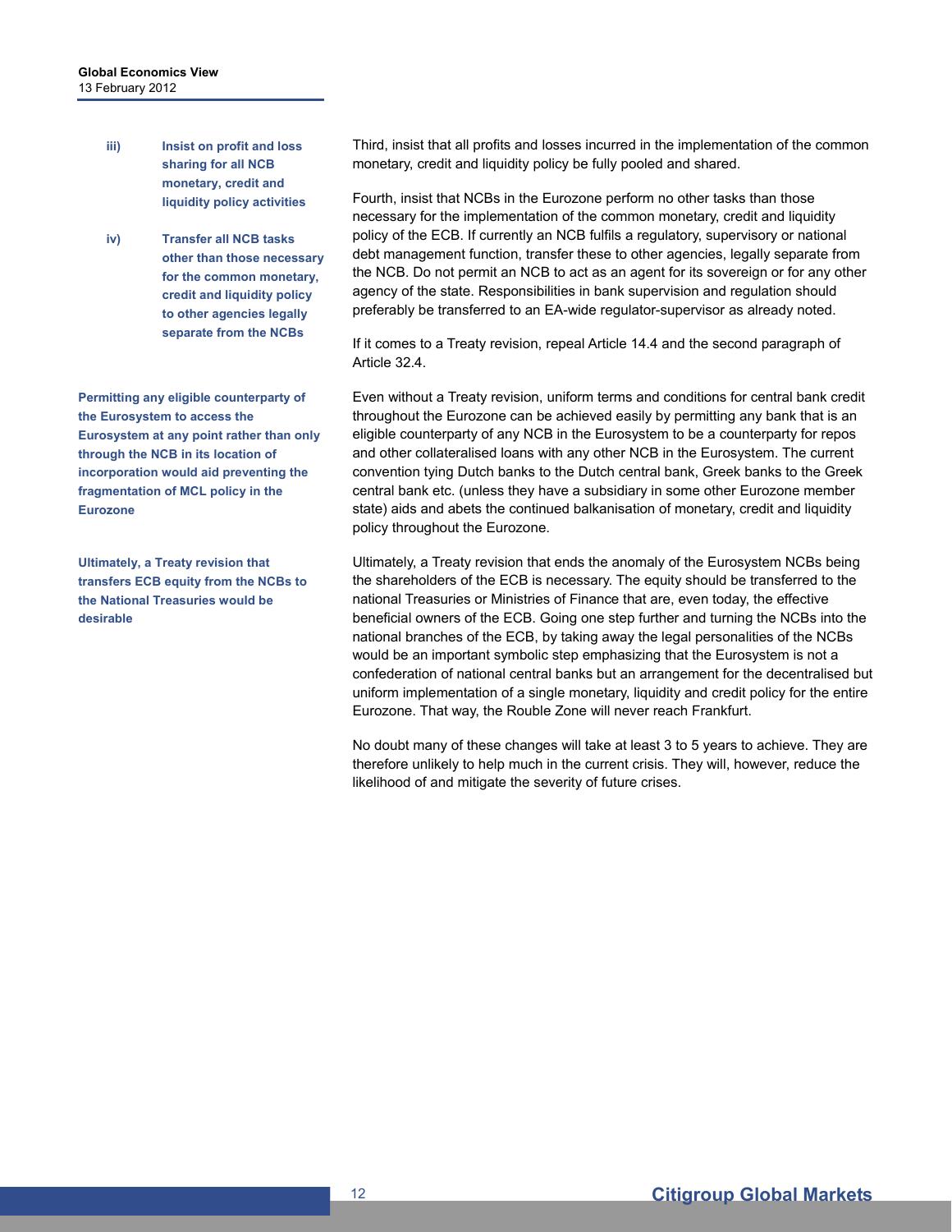**iii) Insist on profit and loss sharing for all NCB monetary, credit and liquidity policy activities**

Third, insist that all profits and losses incurred in the implementation of the common monetary, credit and liquidity policy be fully pooled and shared.

**iv) Transfer all NCB tasks other than those necessary for the common monetary, credit and liquidity policy to other agencies legally separate from the NCBs**

Fourth, insist that NCBs in the Eurozone perform no other tasks than those necessary for the implementation of the common monetary, credit and liquidity policy of the ECB. If currently an NCB fulfils a regulatory, supervisory or national debt management function, transfer these to other agencies, legally separate from the NCB. Do not permit an NCB to act as an agent for its sovereign or for any other agency of the state. Responsibilities in bank supervision and regulation should preferably be transferred to an EA-wide regulator-supervisor as already noted.

If it comes to a Treaty revision, repeal Article 14.4 and the second paragraph of Article 32.4.

**Permitting any eligible counterparty of the Eurosystem to access the Eurosystem at any point rather than only through the NCB in its location of incorporation would aid preventing the fragmentation of MCL policy in the Eurozone**

Even without a Treaty revision, uniform terms and conditions for central bank credit throughout the Eurozone can be achieved easily by permitting any bank that is an eligible counterparty of any NCB in the Eurosystem to be a counterparty for repos and other collateralised loans with any other NCB in the Eurosystem. The current convention tying Dutch banks to the Dutch central bank, Greek banks to the Greek central bank etc. (unless they have a subsidiary in some other Eurozone member state) aids and abets the continued balkanisation of monetary, credit and liquidity policy throughout the Eurozone.

**Ultimately, a Treaty revision that transfers ECB equity from the NCBs to the National Treasuries would be desirable**

Ultimately, a Treaty revision that ends the anomaly of the Eurosystem NCBs being the shareholders of the ECB is necessary. The equity should be transferred to the national Treasuries or Ministries of Finance that are, even today, the effective beneficial owners of the ECB. Going one step further and turning the NCBs into the national branches of the ECB, by taking away the legal personalities of the NCBs would be an important symbolic step emphasizing that the Eurosystem is not a confederation of national central banks but an arrangement for the decentralised but uniform implementation of a single monetary, liquidity and credit policy for the entire Eurozone. That way, the Rouble Zone will never reach Frankfurt.

No doubt many of these changes will take at least 3 to 5 years to achieve. They are therefore unlikely to help much in the current crisis. They will, however, reduce the likelihood of and mitigate the severity of future crises.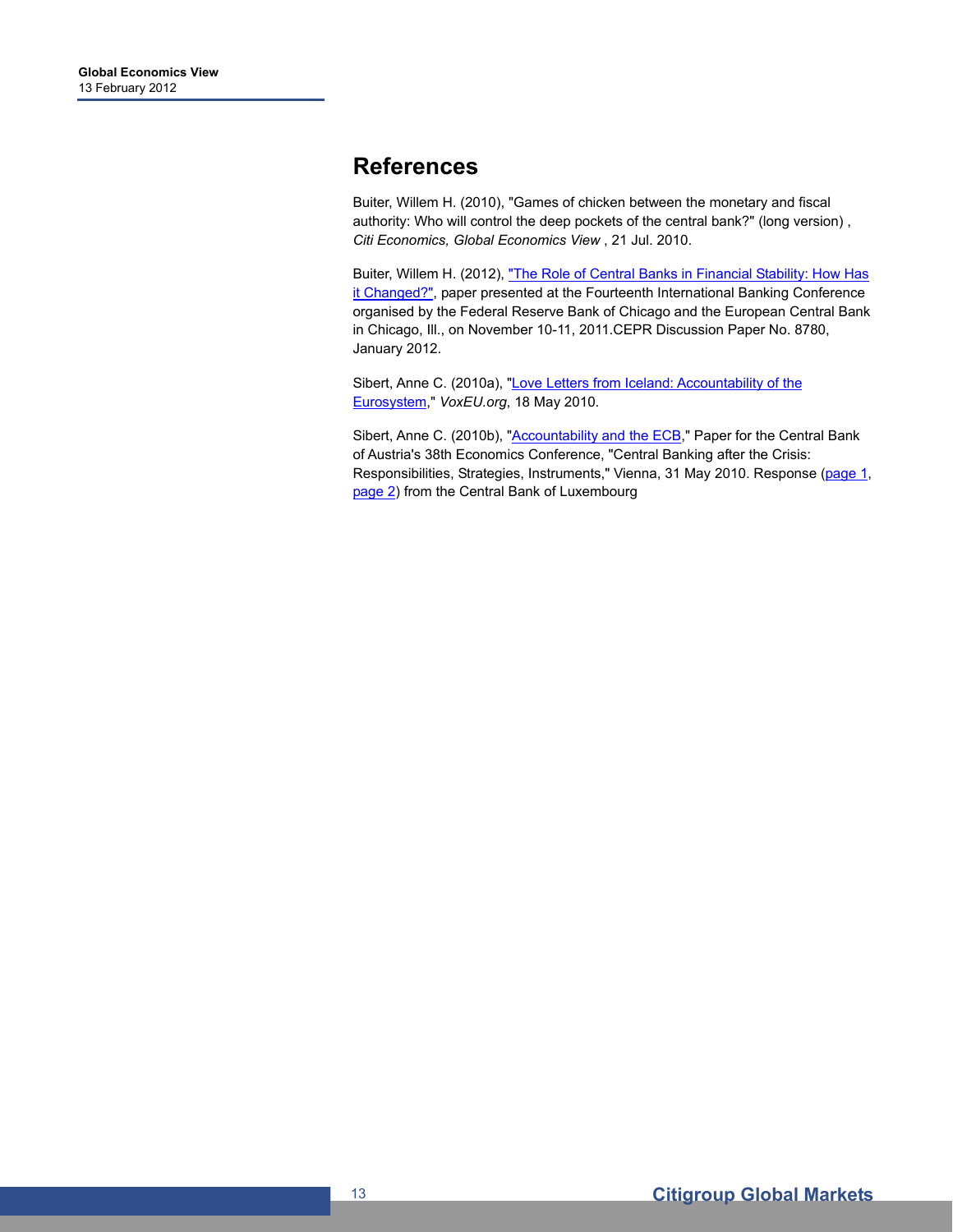# References

Buiter, Willem H. (2010), "Games of chicken between the monetary and fiscal authority: Who will control the deep pockets of the central bank?" (long version) , *Citi Economics, Global Economics View* , 21 Jul. 2010.

Buiter, Willem H. (2012), "The Role of Central Banks in Financial Stability: How Has it Changed?", paper presented at the Fourteenth International Banking Conference organised by the Federal Reserve Bank of Chicago and the European Central Bank in Chicago, Ill., on November 10-11, 2011.CEPR Discussion Paper No. 8780, January 2012.

Sibert, Anne C. (2010a), "Love Letters from Iceland: Accountability of the Eurosystem," *VoxEU.org*, 18 May 2010.

Sibert, Anne C. (2010b), "Accountability and the ECB," Paper for the Central Bank of Austria's 38th Economics Conference, "Central Banking after the Crisis: Responsibilities, Strategies, Instruments," Vienna, 31 May 2010. Response (page 1, page 2) from the Central Bank of Luxembourg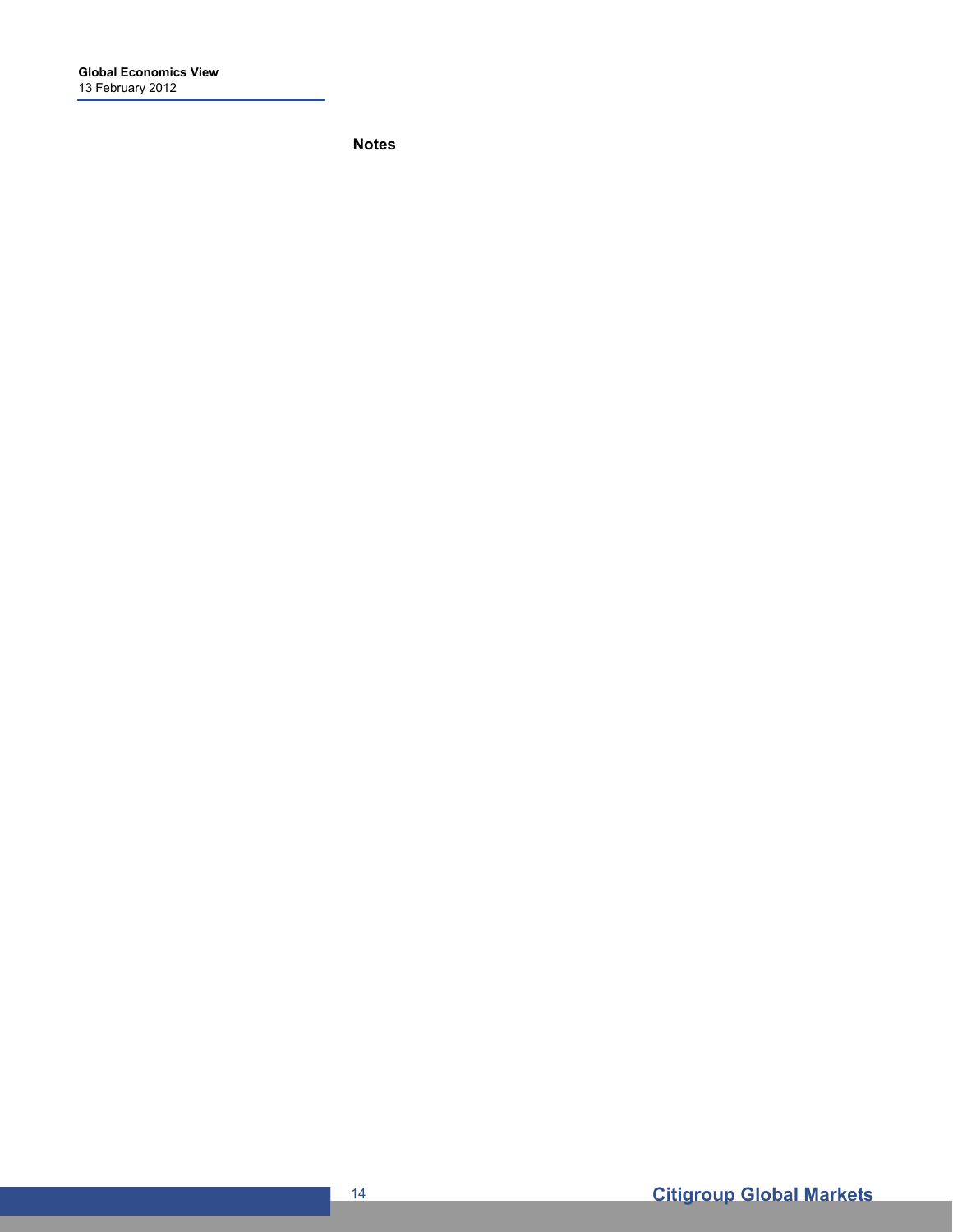**Notes**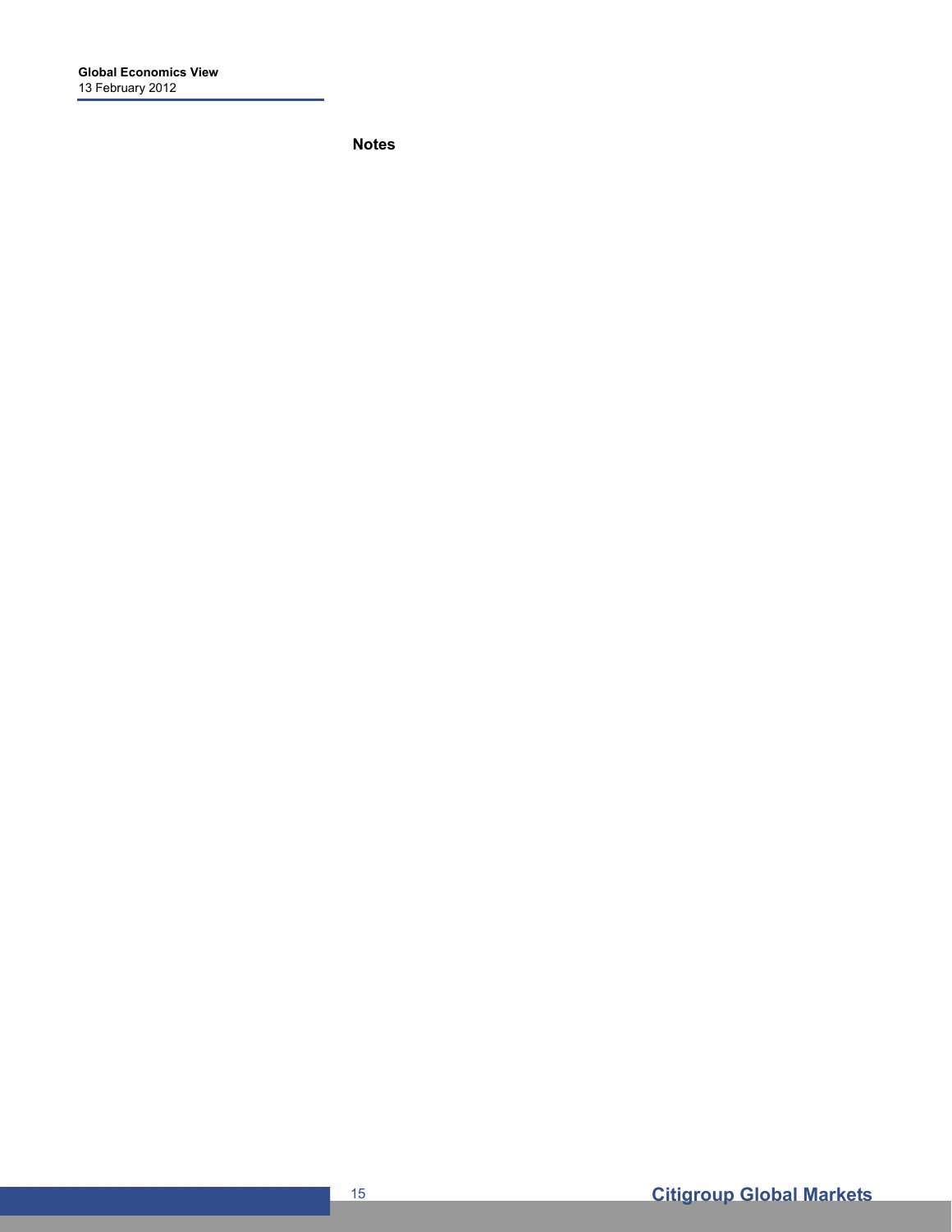**Notes**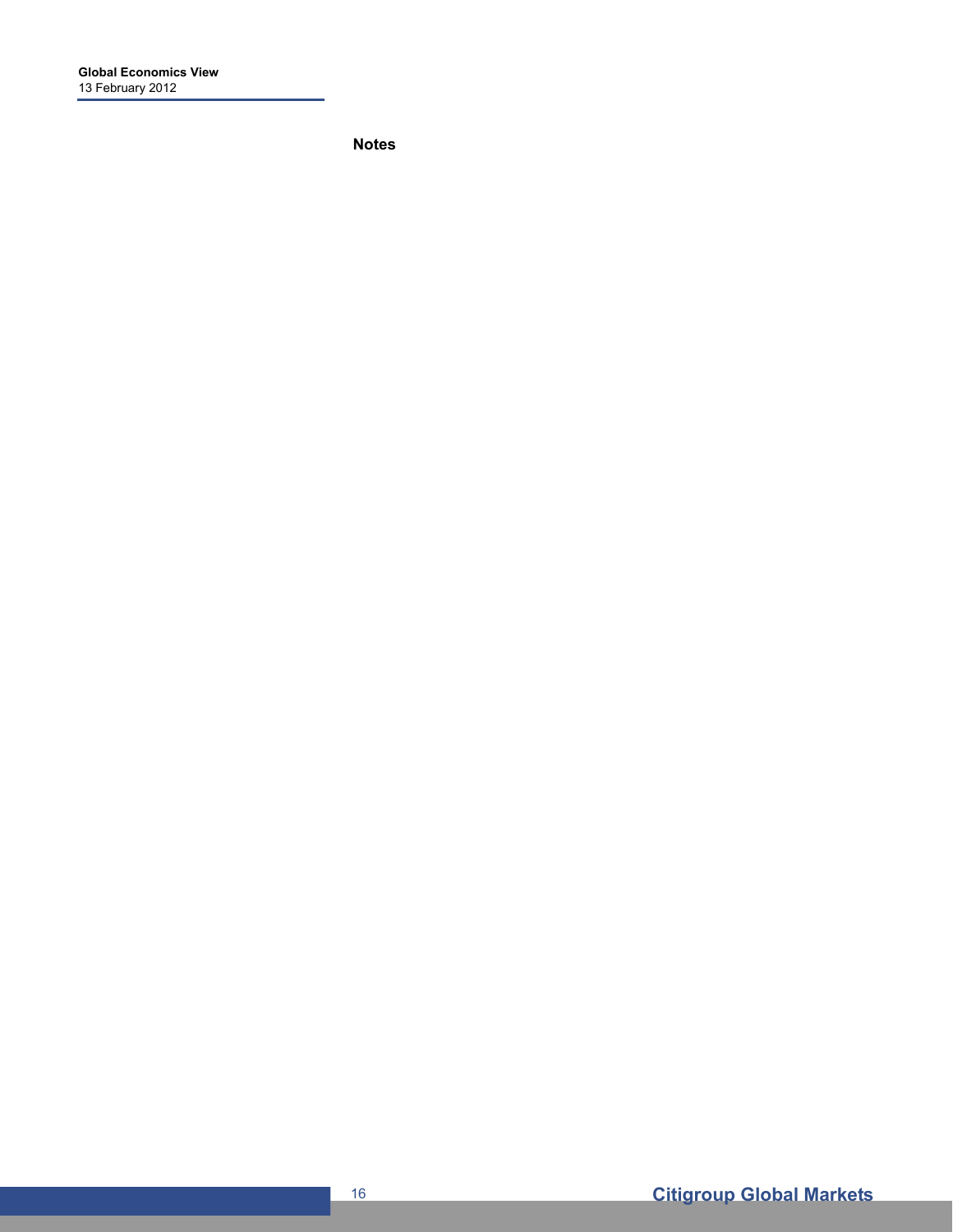**Notes**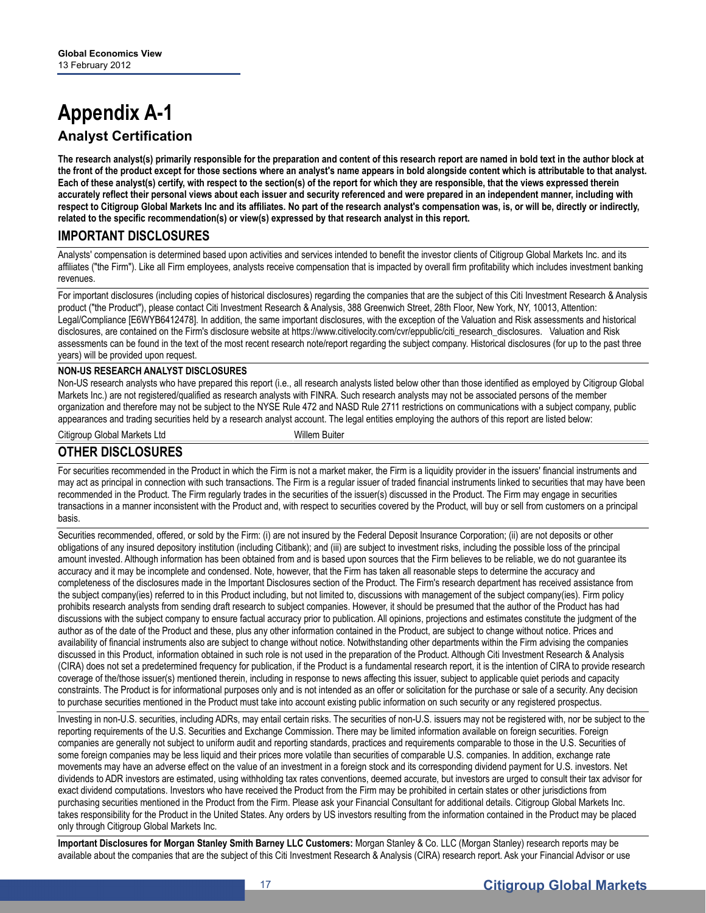# Appendix A-1

## Analyst Certification

**The research analyst(s) primarily responsible for the preparation and content of this research report are named in bold text in the author block at the front of the product except for those sections where an analyst's name appears in bold alongside content which is attributable to that analyst. Each of these analyst(s) certify, with respect to the section(s) of the report for which they are responsible, that the views expressed therein accurately reflect their personal views about each issuer and security referenced and were prepared in an independent manner, including with respect to Citigroup Global Markets Inc and its affiliates. No part of the research analyst's compensation was, is, or will be, directly or indirectly, related to the specific recommendation(s) or view(s) expressed by that research analyst in this report.**

## IMPORTANT DISCLOSURES

Analysts' compensation is determined based upon activities and services intended to benefit the investor clients of Citigroup Global Markets Inc. and its affiliates ("the Firm"). Like all Firm employees, analysts receive compensation that is impacted by overall firm profitability which includes investment banking revenues.

For important disclosures (including copies of historical disclosures) regarding the companies that are the subject of this Citi Investment Research & Analysis product ("the Product"), please contact Citi Investment Research & Analysis, 388 Greenwich Street, 28th Floor, New York, NY, 10013, Attention: Legal/Compliance [E6WYB6412478]. In addition, the same important disclosures, with the exception of the Valuation and Risk assessments and historical disclosures, are contained on the Firm's disclosure website at https://www.citivelocity.com/cvr/eppublic/citi_research_disclosures. Valuation and Risk assessments can be found in the text of the most recent research note/report regarding the subject company. Historical disclosures (for up to the past three years) will be provided upon request.

### NON-US RESEARCH ANALYST DISCLOSURES

Non-US research analysts who have prepared this report (i.e., all research analysts listed below other than those identified as employed by Citigroup Global Markets Inc.) are not registered/qualified as research analysts with FINRA. Such research analysts may not be associated persons of the member organization and therefore may not be subject to the NYSE Rule 472 and NASD Rule 2711 restrictions on communications with a subject company, public appearances and trading securities held by a research analyst account. The legal entities employing the authors of this report are listed below:

| Citigroup Global Markets Ltd | Willem Buiter |
|---|---|

## OTHER DISCLOSURES

For securities recommended in the Product in which the Firm is not a market maker, the Firm is a liquidity provider in the issuers' financial instruments and may act as principal in connection with such transactions. The Firm is a regular issuer of traded financial instruments linked to securities that may have been recommended in the Product. The Firm regularly trades in the securities of the issuer(s) discussed in the Product. The Firm may engage in securities transactions in a manner inconsistent with the Product and, with respect to securities covered by the Product, will buy or sell from customers on a principal basis.

Securities recommended, offered, or sold by the Firm: (i) are not insured by the Federal Deposit Insurance Corporation; (ii) are not deposits or other obligations of any insured depository institution (including Citibank); and (iii) are subject to investment risks, including the possible loss of the principal amount invested. Although information has been obtained from and is based upon sources that the Firm believes to be reliable, we do not guarantee its accuracy and it may be incomplete and condensed. Note, however, that the Firm has taken all reasonable steps to determine the accuracy and completeness of the disclosures made in the Important Disclosures section of the Product. The Firm's research department has received assistance from the subject company(ies) referred to in this Product including, but not limited to, discussions with management of the subject company(ies). Firm policy prohibits research analysts from sending draft research to subject companies. However, it should be presumed that the author of the Product has had discussions with the subject company to ensure factual accuracy prior to publication. All opinions, projections and estimates constitute the judgment of the author as of the date of the Product and these, plus any other information contained in the Product, are subject to change without notice. Prices and availability of financial instruments also are subject to change without notice. Notwithstanding other departments within the Firm advising the companies discussed in this Product, information obtained in such role is not used in the preparation of the Product. Although Citi Investment Research & Analysis (CIRA) does not set a predetermined frequency for publication, if the Product is a fundamental research report, it is the intention of CIRA to provide research coverage of the/those issuer(s) mentioned therein, including in response to news affecting this issuer, subject to applicable quiet periods and capacity constraints. The Product is for informational purposes only and is not intended as an offer or solicitation for the purchase or sale of a security. Any decision to purchase securities mentioned in the Product must take into account existing public information on such security or any registered prospectus.

Investing in non-U.S. securities, including ADRs, may entail certain risks. The securities of non-U.S. issuers may not be registered with, nor be subject to the reporting requirements of the U.S. Securities and Exchange Commission. There may be limited information available on foreign securities. Foreign companies are generally not subject to uniform audit and reporting standards, practices and requirements comparable to those in the U.S. Securities of some foreign companies may be less liquid and their prices more volatile than securities of comparable U.S. companies. In addition, exchange rate movements may have an adverse effect on the value of an investment in a foreign stock and its corresponding dividend payment for U.S. investors. Net dividends to ADR investors are estimated, using withholding tax rates conventions, deemed accurate, but investors are urged to consult their tax advisor for exact dividend computations. Investors who have received the Product from the Firm may be prohibited in certain states or other jurisdictions from purchasing securities mentioned in the Product from the Firm. Please ask your Financial Consultant for additional details. Citigroup Global Markets Inc. takes responsibility for the Product in the United States. Any orders by US investors resulting from the information contained in the Product may be placed only through Citigroup Global Markets Inc.

**Important Disclosures for Morgan Stanley Smith Barney LLC Customers:** Morgan Stanley & Co. LLC (Morgan Stanley) research reports may be available about the companies that are the subject of this Citi Investment Research & Analysis (CIRA) research report. Ask your Financial Advisor or use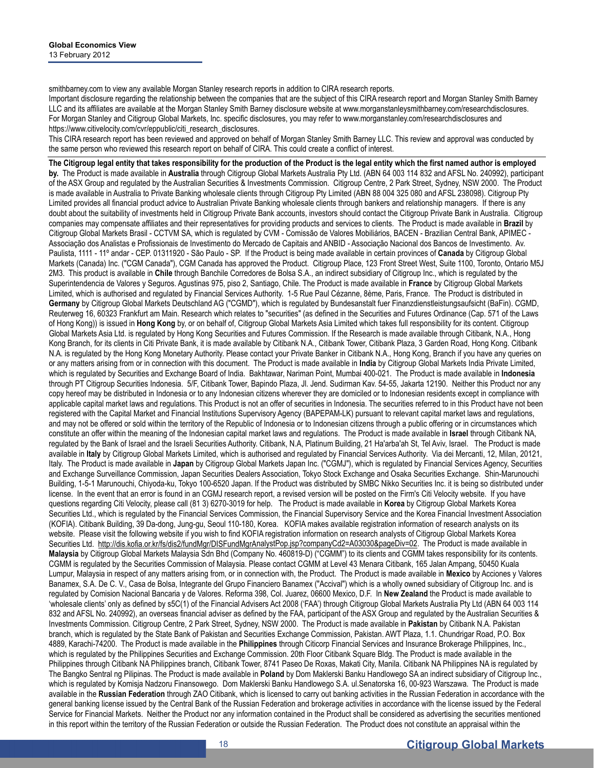smithbarney.com to view any available Morgan Stanley research reports in addition to CIRA research reports.
Important disclosure regarding the relationship between the companies that are the subject of this CIRA research report and Morgan Stanley Smith Barney LLC and its affiliates are available at the Morgan Stanley Smith Barney disclosure website at www.morganstanleysmithbarney.com/researchdisclosures. For Morgan Stanley and Citigroup Global Markets, Inc. specific disclosures, you may refer to www.morganstanley.com/researchdisclosures and https://www.citivelocity.com/cvr/eppublic/citi_research_disclosures.
This CIRA research report has been reviewed and approved on behalf of Morgan Stanley Smith Barney LLC. This review and approval was conducted by the same person who reviewed this research report on behalf of CIRA. This could create a conflict of interest.

**The Citigroup legal entity that takes responsibility for the production of the Product is the legal entity which the first named author is employed by.** The Product is made available in **Australia** through Citigroup Global Markets Australia Pty Ltd. (ABN 64 003 114 832 and AFSL No. 240992), participant of the ASX Group and regulated by the Australian Securities & Investments Commission. Citigroup Centre, 2 Park Street, Sydney, NSW 2000. The Product is made available in Australia to Private Banking wholesale clients through Citigroup Pty Limited (ABN 88 004 325 080 and AFSL 238098). Citigroup Pty Limited provides all financial product advice to Australian Private Banking wholesale clients through bankers and relationship managers. If there is any doubt about the suitability of investments held in Citigroup Private Bank accounts, investors should contact the Citigroup Private Bank in Australia. Citigroup companies may compensate affiliates and their representatives for providing products and services to clients. The Product is made available in **Brazil** by Citigroup Global Markets Brasil - CCTVM SA, which is regulated by CVM - Comissão de Valores Mobiliários, BACEN - Brazilian Central Bank, APIMEC - Associação dos Analistas e Profissionais de Investimento do Mercado de Capitais and ANBID - Associação Nacional dos Bancos de Investimento. Av. Paulista, 1111 - 11º andar - CEP. 01311920 - São Paulo - SP. If the Product is being made available in certain provinces of **Canada** by Citigroup Global Markets (Canada) Inc. ("CGM Canada"), CGM Canada has approved the Product. Citigroup Place, 123 Front Street West, Suite 1100, Toronto, Ontario M5J 2M3. This product is available in **Chile** through Banchile Corredores de Bolsa S.A., an indirect subsidiary of Citigroup Inc., which is regulated by the Superintendencia de Valores y Seguros. Agustinas 975, piso 2, Santiago, Chile. The Product is made available in **France** by Citigroup Global Markets Limited, which is authorised and regulated by Financial Services Authority. 1-5 Rue Paul Cézanne, 8ème, Paris, France. The Product is distributed in **Germany** by Citigroup Global Markets Deutschland AG ("CGMD"), which is regulated by Bundesanstalt fuer Finanzdienstleistungsaufsicht (BaFin). CGMD, Reuterweg 16, 60323 Frankfurt am Main. Research which relates to "securities" (as defined in the Securities and Futures Ordinance (Cap. 571 of the Laws of Hong Kong)) is issued in **Hong Kong** by, or on behalf of, Citigroup Global Markets Asia Limited which takes full responsibility for its content. Citigroup Global Markets Asia Ltd. is regulated by Hong Kong Securities and Futures Commission. If the Research is made available through Citibank, N.A., Hong Kong Branch, for its clients in Citi Private Bank, it is made available by Citibank N.A., Citibank Tower, Citibank Plaza, 3 Garden Road, Hong Kong. Citibank N.A. is regulated by the Hong Kong Monetary Authority. Please contact your Private Banker in Citibank N.A., Hong Kong, Branch if you have any queries on or any matters arising from or in connection with this document. The Product is made available in **India** by Citigroup Global Markets India Private Limited, which is regulated by Securities and Exchange Board of India. Bakhtawar, Nariman Point, Mumbai 400-021. The Product is made available in **Indonesia** through PT Citigroup Securities Indonesia. 5/F, Citibank Tower, Bapindo Plaza, Jl. Jend. Sudirman Kav. 54-55, Jakarta 12190. Neither this Product nor any copy hereof may be distributed in Indonesia or to any Indonesian citizens wherever they are domiciled or to Indonesian residents except in compliance with applicable capital market laws and regulations. This Product is not an offer of securities in Indonesia. The securities referred to in this Product have not been registered with the Capital Market and Financial Institutions Supervisory Agency (BAPEPAM-LK) pursuant to relevant capital market laws and regulations, and may not be offered or sold within the territory of the Republic of Indonesia or to Indonesian citizens through a public offering or in circumstances which constitute an offer within the meaning of the Indonesian capital market laws and regulations. The Product is made available in **Israel** through Citibank NA, regulated by the Bank of Israel and the Israeli Securities Authority. Citibank, N.A, Platinum Building, 21 Ha'arba'ah St, Tel Aviv, Israel. The Product is made available in **Italy** by Citigroup Global Markets Limited, which is authorised and regulated by Financial Services Authority. Via dei Mercanti, 12, Milan, 20121, Italy. The Product is made available in **Japan** by Citigroup Global Markets Japan Inc. ("CGMJ"), which is regulated by Financial Services Agency, Securities and Exchange Surveillance Commission, Japan Securities Dealers Association, Tokyo Stock Exchange and Osaka Securities Exchange. Shin-Marunouchi Building, 1-5-1 Marunouchi, Chiyoda-ku, Tokyo 100-6520 Japan. If the Product was distributed by SMBC Nikko Securities Inc. it is being so distributed under license. In the event that an error is found in an CGMJ research report, a revised version will be posted on the Firm's Citi Velocity website. If you have questions regarding Citi Velocity, please call (81 3) 6270-3019 for help. The Product is made available in **Korea** by Citigroup Global Markets Korea Securities Ltd., which is regulated by the Financial Services Commission, the Financial Supervisory Service and the Korea Financial Investment Association (KOFIA). Citibank Building, 39 Da-dong, Jung-gu, Seoul 110-180, Korea. KOFIA makes available registration information of research analysts on its website. Please visit the following website if you wish to find KOFIA registration information on research analysts of Citigroup Global Markets Korea Securities Ltd. http://dis.kofia.or.kr/fs/dis2/fundMgr/DISFundMgrAnalystPop.jsp?companyCd2=A03030&pageDiv=02. The Product is made available in **Malaysia** by Citigroup Global Markets Malaysia Sdn Bhd (Company No. 460819-D) ("CGMM") to its clients and CGMM takes responsibility for its contents. CGMM is regulated by the Securities Commission of Malaysia. Please contact CGMM at Level 43 Menara Citibank, 165 Jalan Ampang, 50450 Kuala Lumpur, Malaysia in respect of any matters arising from, or in connection with, the Product. The Product is made available in **Mexico** by Acciones y Valores Banamex, S.A. De C. V., Casa de Bolsa, Integrante del Grupo Financiero Banamex ("Accival") which is a wholly owned subsidiary of Citigroup Inc. and is regulated by Comision Nacional Bancaria y de Valores. Reforma 398, Col. Juarez, 06600 Mexico, D.F. In **New Zealand** the Product is made available to 'wholesale clients' only as defined by s5C(1) of the Financial Advisers Act 2008 ('FAA') through Citigroup Global Markets Australia Pty Ltd (ABN 64 003 114 832 and AFSL No. 240992), an overseas financial adviser as defined by the FAA, participant of the ASX Group and regulated by the Australian Securities & Investments Commission. Citigroup Centre, 2 Park Street, Sydney, NSW 2000. The Product is made available in **Pakistan** by Citibank N.A. Pakistan branch, which is regulated by the State Bank of Pakistan and Securities Exchange Commission, Pakistan. AWT Plaza, 1.1. Chundrigar Road, P.O. Box 4889, Karachi-74200. The Product is made available in the **Philippines** through Citicorp Financial Services and Insurance Brokerage Philippines, Inc., which is regulated by the Philippines Securities and Exchange Commission. 20th Floor Citibank Square Bldg. The Product is made available in the Philippines through Citibank NA Philippines branch, Citibank Tower, 8741 Paseo De Roxas, Makati City, Manila. Citibank NA Philippines NA is regulated by The Bangko Sentral ng Pilipinas. The Product is made available in **Poland** by Dom Maklerski Banku Handlowego SA an indirect subsidiary of Citigroup Inc., which is regulated by Komisja Nadzoru Finansowego. Dom Maklerski Banku Handlowego S.A. ul.Senatorska 16, 00-923 Warszawa. The Product is made available in the **Russian Federation** through ZAO Citibank, which is licensed to carry out banking activities in the Russian Federation in accordance with the general banking license issued by the Central Bank of the Russian Federation and brokerage activities in accordance with the license issued by the Federal Service for Financial Markets. Neither the Product nor any information contained in the Product shall be considered as advertising the securities mentioned in this report within the territory of the Russian Federation or outside the Russian Federation. The Product does not constitute an appraisal within the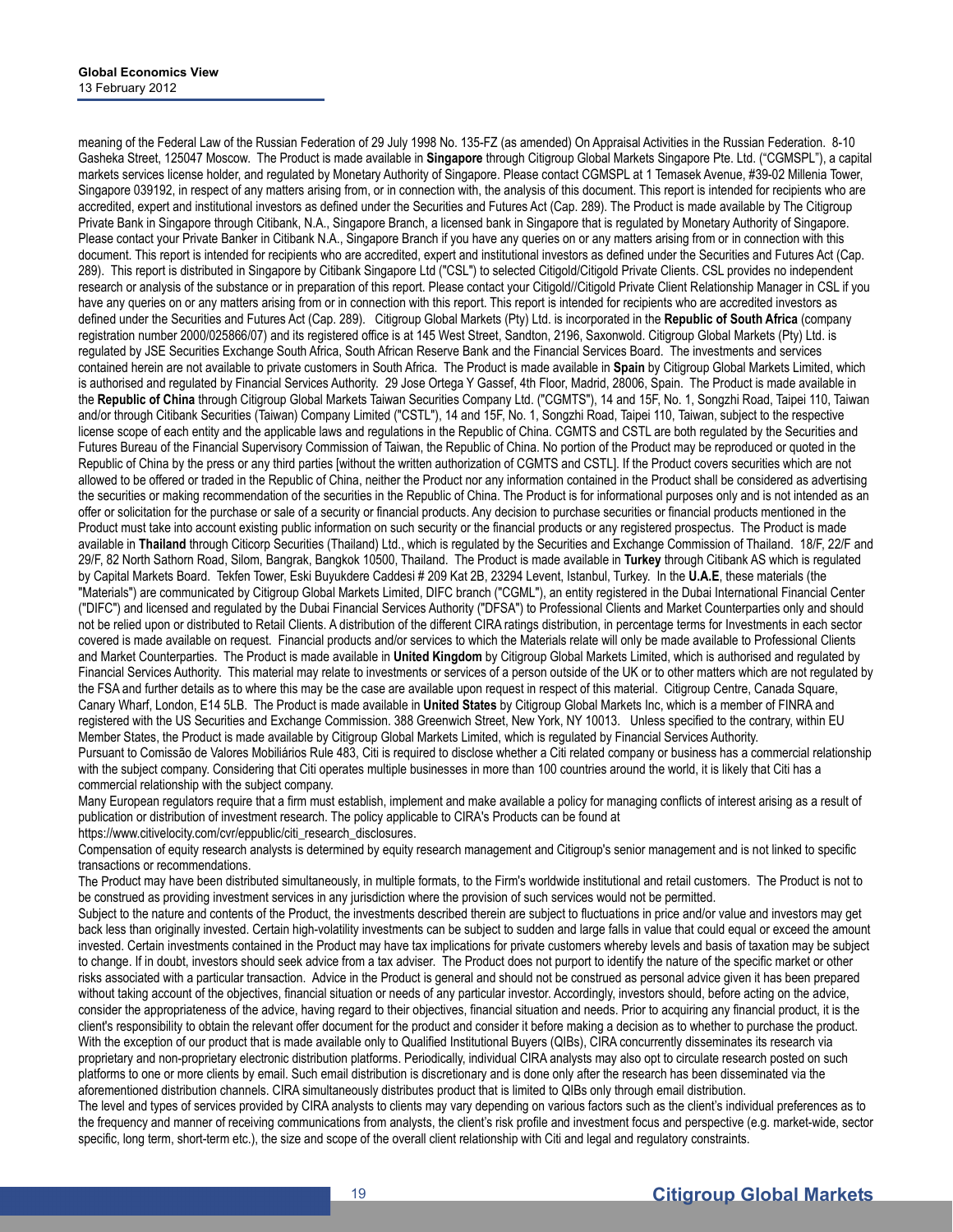meaning of the Federal Law of the Russian Federation of 29 July 1998 No. 135-FZ (as amended) On Appraisal Activities in the Russian Federation. 8-10 Gasheka Street, 125047 Moscow. The Product is made available in **Singapore** through Citigroup Global Markets Singapore Pte. Ltd. ("CGMSPL"), a capital markets services license holder, and regulated by Monetary Authority of Singapore. Please contact CGMSPL at 1 Temasek Avenue, #39-02 Millenia Tower, Singapore 039192, in respect of any matters arising from, or in connection with, the analysis of this document. This report is intended for recipients who are accredited, expert and institutional investors as defined under the Securities and Futures Act (Cap. 289). The Product is made available by The Citigroup Private Bank in Singapore through Citibank, N.A., Singapore Branch, a licensed bank in Singapore that is regulated by Monetary Authority of Singapore. Please contact your Private Banker in Citibank N.A., Singapore Branch if you have any queries on or any matters arising from or in connection with this document. This report is intended for recipients who are accredited, expert and institutional investors as defined under the Securities and Futures Act (Cap. 289). This report is distributed in Singapore by Citibank Singapore Ltd ("CSL") to selected Citigold/Citigold Private Clients. CSL provides no independent research or analysis of the substance or in preparation of this report. Please contact your Citigold//Citigold Private Client Relationship Manager in CSL if you have any queries on or any matters arising from or in connection with this report. This report is intended for recipients who are accredited investors as defined under the Securities and Futures Act (Cap. 289). Citigroup Global Markets (Pty) Ltd. is incorporated in the **Republic of South Africa** (company registration number 2000/025866/07) and its registered office is at 145 West Street, Sandton, 2196, Saxonwold. Citigroup Global Markets (Pty) Ltd. is regulated by JSE Securities Exchange South Africa, South African Reserve Bank and the Financial Services Board. The investments and services contained herein are not available to private customers in South Africa. The Product is made available in **Spain** by Citigroup Global Markets Limited, which is authorised and regulated by Financial Services Authority. 29 Jose Ortega Y Gassef, 4th Floor, Madrid, 28006, Spain. The Product is made available in the **Republic of China** through Citigroup Global Markets Taiwan Securities Company Ltd. ("CGMTS"), 14 and 15F, No. 1, Songzhi Road, Taipei 110, Taiwan and/or through Citibank Securities (Taiwan) Company Limited ("CSTL"), 14 and 15F, No. 1, Songzhi Road, Taipei 110, Taiwan, subject to the respective license scope of each entity and the applicable laws and regulations in the Republic of China. CGMTS and CSTL are both regulated by the Securities and Futures Bureau of the Financial Supervisory Commission of Taiwan, the Republic of China. No portion of the Product may be reproduced or quoted in the Republic of China by the press or any third parties [without the written authorization of CGMTS and CSTL]. If the Product covers securities which are not allowed to be offered or traded in the Republic of China, neither the Product nor any information contained in the Product shall be considered as advertising the securities or making recommendation of the securities in the Republic of China. The Product is for informational purposes only and is not intended as an offer or solicitation for the purchase or sale of a security or financial products. Any decision to purchase securities or financial products mentioned in the Product must take into account existing public information on such security or the financial products or any registered prospectus. The Product is made available in **Thailand** through Citicorp Securities (Thailand) Ltd., which is regulated by the Securities and Exchange Commission of Thailand. 18/F, 22/F and 29/F, 82 North Sathorn Road, Silom, Bangrak, Bangkok 10500, Thailand. The Product is made available in **Turkey** through Citibank AS which is regulated by Capital Markets Board. Tekfen Tower, Eski Buyukdere Caddesi # 209 Kat 2B, 23294 Levent, Istanbul, Turkey. In the **U.A.E**, these materials (the "Materials") are communicated by Citigroup Global Markets Limited, DIFC branch ("CGML"), an entity registered in the Dubai International Financial Center ("DIFC") and licensed and regulated by the Dubai Financial Services Authority ("DFSA") to Professional Clients and Market Counterparties only and should not be relied upon or distributed to Retail Clients. A distribution of the different CIRA ratings distribution, in percentage terms for Investments in each sector covered is made available on request. Financial products and/or services to which the Materials relate will only be made available to Professional Clients and Market Counterparties. The Product is made available in **United Kingdom** by Citigroup Global Markets Limited, which is authorised and regulated by Financial Services Authority. This material may relate to investments or services of a person outside of the UK or to other matters which are not regulated by the FSA and further details as to where this may be the case are available upon request in respect of this material. Citigroup Centre, Canada Square, Canary Wharf, London, E14 5LB. The Product is made available in **United States** by Citigroup Global Markets Inc, which is a member of FINRA and registered with the US Securities and Exchange Commission. 388 Greenwich Street, New York, NY 10013. Unless specified to the contrary, within EU Member States, the Product is made available by Citigroup Global Markets Limited, which is regulated by Financial Services Authority.

Pursuant to Comissão de Valores Mobiliários Rule 483, Citi is required to disclose whether a Citi related company or business has a commercial relationship with the subject company. Considering that Citi operates multiple businesses in more than 100 countries around the world, it is likely that Citi has a commercial relationship with the subject company.

Many European regulators require that a firm must establish, implement and make available a policy for managing conflicts of interest arising as a result of publication or distribution of investment research. The policy applicable to CIRA's Products can be found at https://www.citivelocity.com/cvr/eppublic/citi_research_disclosures.

Compensation of equity research analysts is determined by equity research management and Citigroup's senior management and is not linked to specific transactions or recommendations.

The Product may have been distributed simultaneously, in multiple formats, to the Firm's worldwide institutional and retail customers. The Product is not to be construed as providing investment services in any jurisdiction where the provision of such services would not be permitted.

Subject to the nature and contents of the Product, the investments described therein are subject to fluctuations in price and/or value and investors may get back less than originally invested. Certain high-volatility investments can be subject to sudden and large falls in value that could equal or exceed the amount invested. Certain investments contained in the Product may have tax implications for private customers whereby levels and basis of taxation may be subject to change. If in doubt, investors should seek advice from a tax adviser. The Product does not purport to identify the nature of the specific market or other risks associated with a particular transaction. Advice in the Product is general and should not be construed as personal advice given it has been prepared without taking account of the objectives, financial situation or needs of any particular investor. Accordingly, investors should, before acting on the advice, consider the appropriateness of the advice, having regard to their objectives, financial situation and needs. Prior to acquiring any financial product, it is the client's responsibility to obtain the relevant offer document for the product and consider it before making a decision as to whether to purchase the product.

With the exception of our product that is made available only to Qualified Institutional Buyers (QIBs), CIRA concurrently disseminates its research via proprietary and non-proprietary electronic distribution platforms. Periodically, individual CIRA analysts may also opt to circulate research posted on such platforms to one or more clients by email. Such email distribution is discretionary and is done only after the research has been disseminated via the aforementioned distribution channels. CIRA simultaneously distributes product that is limited to QIBs only through email distribution.

The level and types of services provided by CIRA analysts to clients may vary depending on various factors such as the client's individual preferences as to the frequency and manner of receiving communications from analysts, the client's risk profile and investment focus and perspective (e.g. market-wide, sector specific, long term, short-term etc.), the size and scope of the overall client relationship with Citi and legal and regulatory constraints.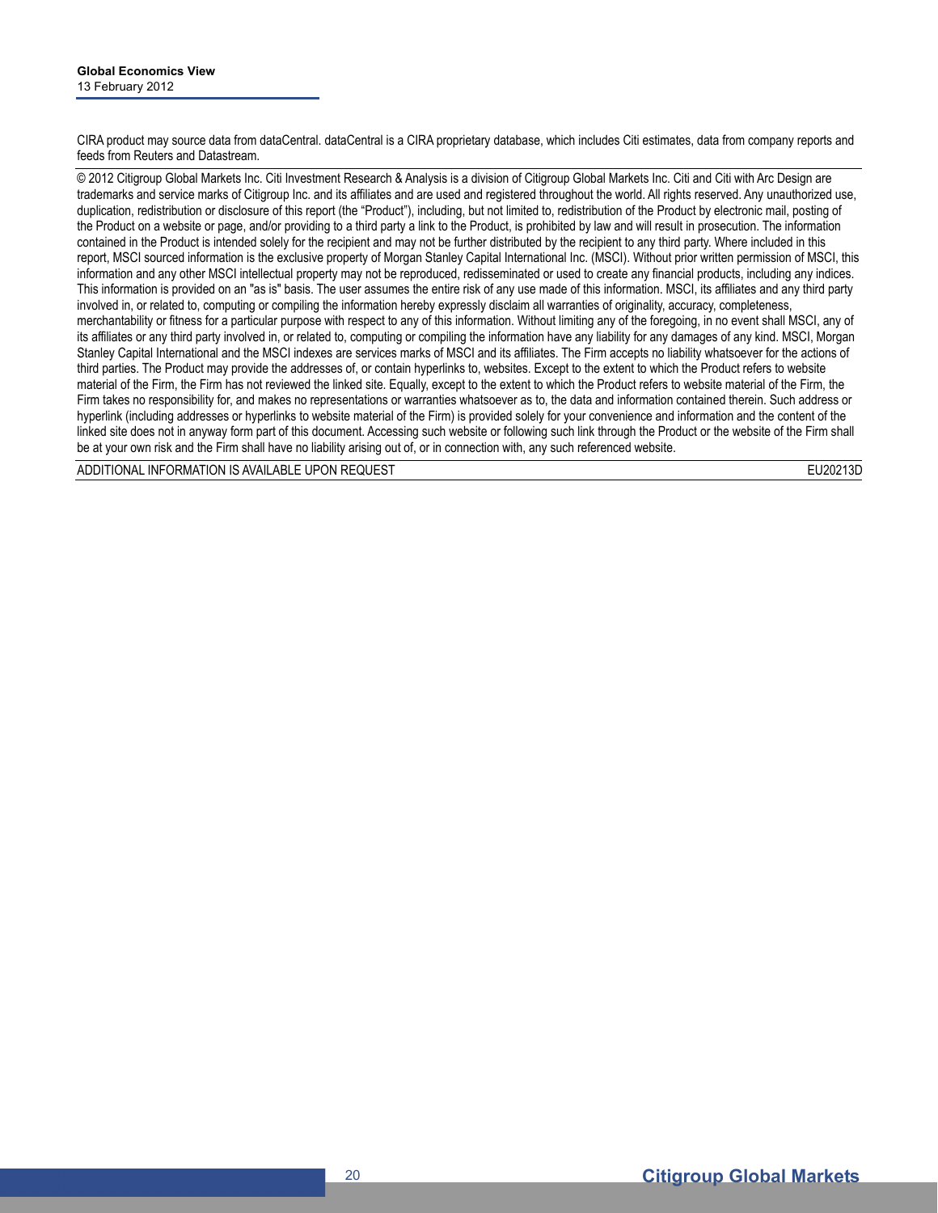CIRA product may source data from dataCentral. dataCentral is a CIRA proprietary database, which includes Citi estimates, data from company reports and feeds from Reuters and Datastream.

© 2012 Citigroup Global Markets Inc. Citi Investment Research & Analysis is a division of Citigroup Global Markets Inc. Citi and Citi with Arc Design are trademarks and service marks of Citigroup Inc. and its affiliates and are used and registered throughout the world. All rights reserved. Any unauthorized use, duplication, redistribution or disclosure of this report (the "Product"), including, but not limited to, redistribution of the Product by electronic mail, posting of the Product on a website or page, and/or providing to a third party a link to the Product, is prohibited by law and will result in prosecution. The information contained in the Product is intended solely for the recipient and may not be further distributed by the recipient to any third party. Where included in this report, MSCI sourced information is the exclusive property of Morgan Stanley Capital International Inc. (MSCI). Without prior written permission of MSCI, this information and any other MSCI intellectual property may not be reproduced, redisseminated or used to create any financial products, including any indices. This information is provided on an "as is" basis. The user assumes the entire risk of any use made of this information. MSCI, its affiliates and any third party involved in, or related to, computing or compiling the information hereby expressly disclaim all warranties of originality, accuracy, completeness, merchantability or fitness for a particular purpose with respect to any of this information. Without limiting any of the foregoing, in no event shall MSCI, any of its affiliates or any third party involved in, or related to, computing or compiling the information have any liability for any damages of any kind. MSCI, Morgan Stanley Capital International and the MSCI indexes are services marks of MSCI and its affiliates. The Firm accepts no liability whatsoever for the actions of third parties. The Product may provide the addresses of, or contain hyperlinks to, websites. Except to the extent to which the Product refers to website material of the Firm, the Firm has not reviewed the linked site. Equally, except to the extent to which the Product refers to website material of the Firm, the Firm takes no responsibility for, and makes no representations or warranties whatsoever as to, the data and information contained therein. Such address or hyperlink (including addresses or hyperlinks to website material of the Firm) is provided solely for your convenience and information and the content of the linked site does not in anyway form part of this document. Accessing such website or following such link through the Product or the website of the Firm shall be at your own risk and the Firm shall have no liability arising out of, or in connection with, any such referenced website.

ADDITIONAL INFORMATION IS AVAILABLE UPON REQUEST EU20213D